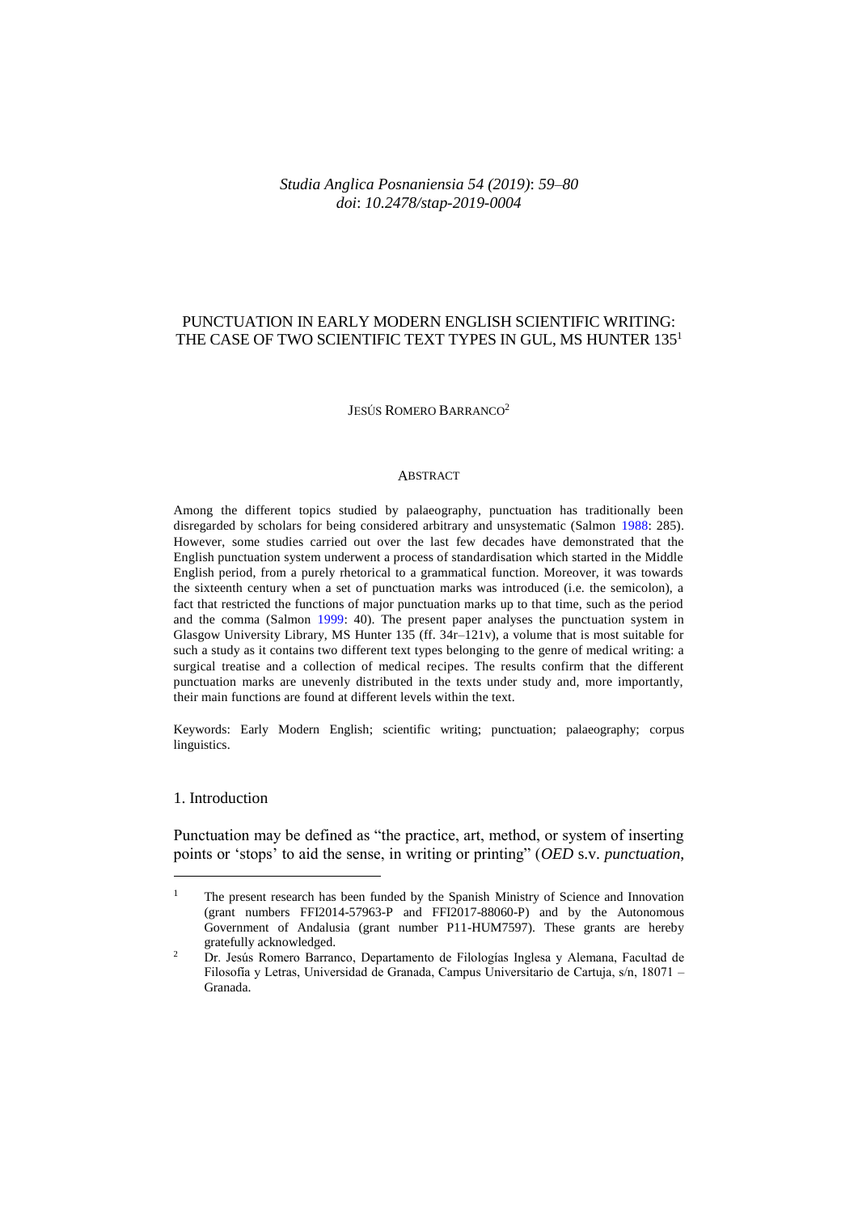*Studia Anglica Posnaniensia 54 (2019)*: *59–80*
*doi*: *10.2478/stap-2019-0004*

# PUNCTUATION IN EARLY MODERN ENGLISH SCIENTIFIC WRITING: THE CASE OF TWO SCIENTIFIC TEXT TYPES IN GUL, MS HUNTER 135[1]

JESÚS ROMERO BARRANCO[2]

## ABSTRACT

Among the different topics studied by palaeography, punctuation has traditionally been disregarded by scholars for being considered arbitrary and unsystematic (Salmon 1988: 285). However, some studies carried out over the last few decades have demonstrated that the English punctuation system underwent a process of standardisation which started in the Middle English period, from a purely rhetorical to a grammatical function. Moreover, it was towards the sixteenth century when a set of punctuation marks was introduced (i.e. the semicolon), a fact that restricted the functions of major punctuation marks up to that time, such as the period and the comma (Salmon 1999: 40). The present paper analyses the punctuation system in Glasgow University Library, MS Hunter 135 (ff. 34r–121v), a volume that is most suitable for such a study as it contains two different text types belonging to the genre of medical writing: a surgical treatise and a collection of medical recipes. The results confirm that the different punctuation marks are unevenly distributed in the texts under study and, more importantly, their main functions are found at different levels within the text.

Keywords: Early Modern English; scientific writing; punctuation; palaeography; corpus linguistics.

## 1. Introduction

Punctuation may be defined as "the practice, art, method, or system of inserting points or 'stops' to aid the sense, in writing or printing" (*OED* s.v. *punctuation*,

---

[1] The present research has been funded by the Spanish Ministry of Science and Innovation (grant numbers FFI2014-57963-P and FFI2017-88060-P) and by the Autonomous Government of Andalusia (grant number P11-HUM7597). These grants are hereby gratefully acknowledged.

[2] Dr. Jesús Romero Barranco, Departamento de Filologías Inglesa y Alemana, Facultad de Filosofía y Letras, Universidad de Granada, Campus Universitario de Cartuja, s/n, 18071 – Granada.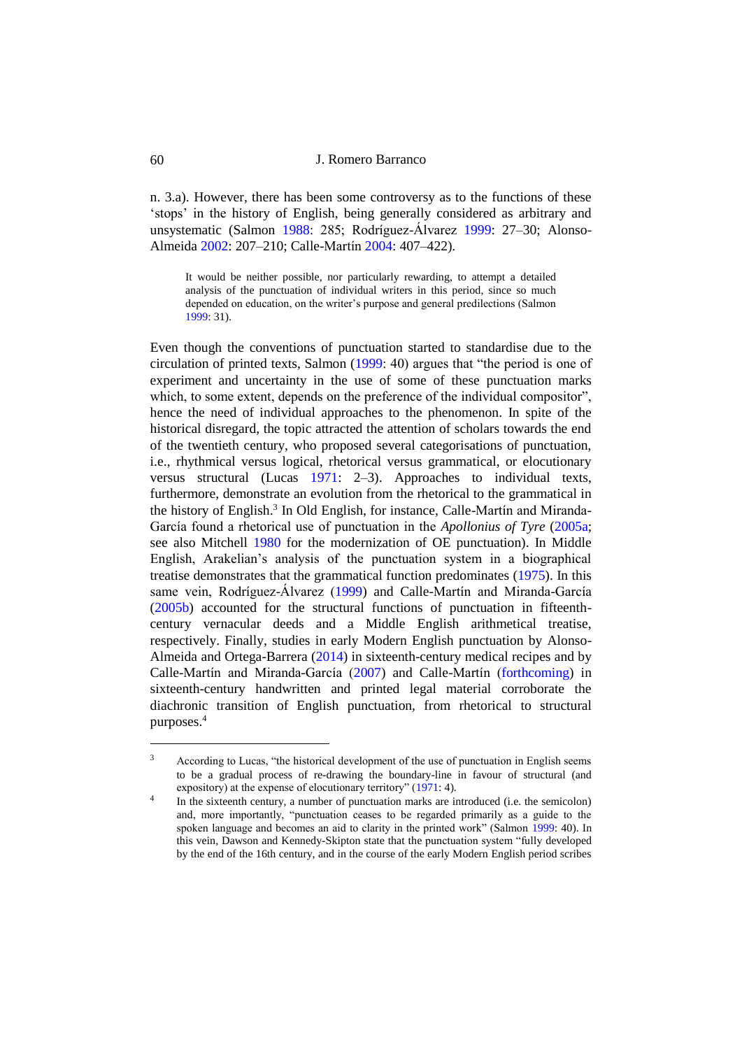n. 3.a). However, there has been some controversy as to the functions of these 'stops' in the history of English, being generally considered as arbitrary and unsystematic (Salmon 1988: 285; Rodríguez-Álvarez 1999: 27–30; Alonso-Almeida 2002: 207–210; Calle-Martín 2004: 407–422).

> It would be neither possible, nor particularly rewarding, to attempt a detailed analysis of the punctuation of individual writers in this period, since so much depended on education, on the writer's purpose and general predilections (Salmon 1999: 31).

Even though the conventions of punctuation started to standardise due to the circulation of printed texts, Salmon (1999: 40) argues that "the period is one of experiment and uncertainty in the use of some of these punctuation marks which, to some extent, depends on the preference of the individual compositor", hence the need of individual approaches to the phenomenon. In spite of the historical disregard, the topic attracted the attention of scholars towards the end of the twentieth century, who proposed several categorisations of punctuation, i.e., rhythmical versus logical, rhetorical versus grammatical, or elocutionary versus structural (Lucas 1971: 2–3). Approaches to individual texts, furthermore, demonstrate an evolution from the rhetorical to the grammatical in the history of English.[3] In Old English, for instance, Calle-Martín and Miranda-García found a rhetorical use of punctuation in the *Apollonius of Tyre* (2005a; see also Mitchell 1980 for the modernization of OE punctuation). In Middle English, Arakelian's analysis of the punctuation system in a biographical treatise demonstrates that the grammatical function predominates (1975). In this same vein, Rodríguez-Álvarez (1999) and Calle-Martín and Miranda-García (2005b) accounted for the structural functions of punctuation in fifteenth-century vernacular deeds and a Middle English arithmetical treatise, respectively. Finally, studies in early Modern English punctuation by Alonso-Almeida and Ortega-Barrera (2014) in sixteenth-century medical recipes and by Calle-Martín and Miranda-García (2007) and Calle-Martín (forthcoming) in sixteenth-century handwritten and printed legal material corroborate the diachronic transition of English punctuation, from rhetorical to structural purposes.[4]

---

[3] According to Lucas, "the historical development of the use of punctuation in English seems to be a gradual process of re-drawing the boundary-line in favour of structural (and expository) at the expense of elocutionary territory" (1971: 4).

[4] In the sixteenth century, a number of punctuation marks are introduced (i.e. the semicolon) and, more importantly, "punctuation ceases to be regarded primarily as a guide to the spoken language and becomes an aid to clarity in the printed work" (Salmon 1999: 40). In this vein, Dawson and Kennedy-Skipton state that the punctuation system "fully developed by the end of the 16th century, and in the course of the early Modern English period scribes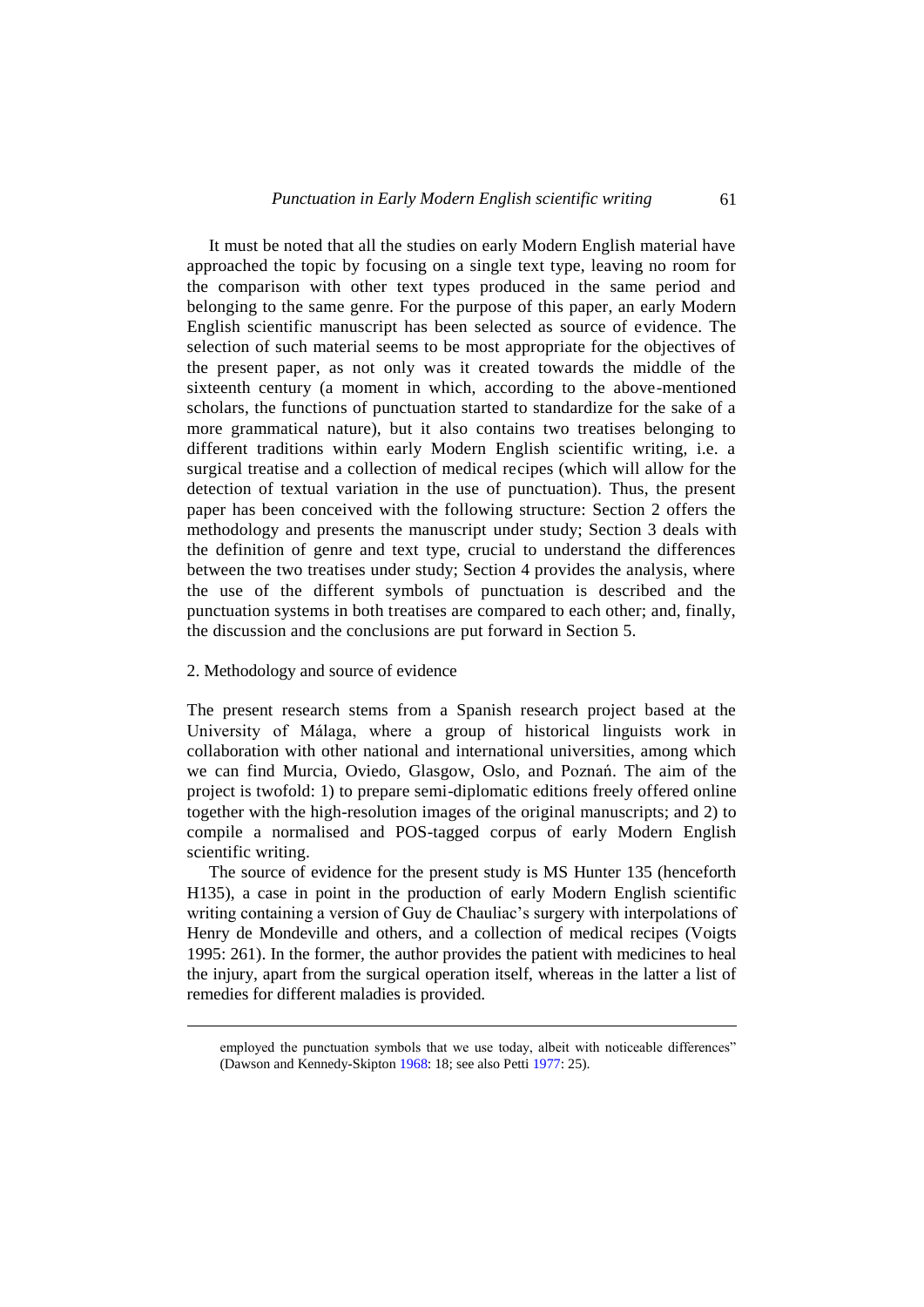It must be noted that all the studies on early Modern English material have approached the topic by focusing on a single text type, leaving no room for the comparison with other text types produced in the same period and belonging to the same genre. For the purpose of this paper, an early Modern English scientific manuscript has been selected as source of evidence. The selection of such material seems to be most appropriate for the objectives of the present paper, as not only was it created towards the middle of the sixteenth century (a moment in which, according to the above-mentioned scholars, the functions of punctuation started to standardize for the sake of a more grammatical nature), but it also contains two treatises belonging to different traditions within early Modern English scientific writing, i.e. a surgical treatise and a collection of medical recipes (which will allow for the detection of textual variation in the use of punctuation). Thus, the present paper has been conceived with the following structure: Section 2 offers the methodology and presents the manuscript under study; Section 3 deals with the definition of genre and text type, crucial to understand the differences between the two treatises under study; Section 4 provides the analysis, where the use of the different symbols of punctuation is described and the punctuation systems in both treatises are compared to each other; and, finally, the discussion and the conclusions are put forward in Section 5.

## 2. Methodology and source of evidence

The present research stems from a Spanish research project based at the University of Málaga, where a group of historical linguists work in collaboration with other national and international universities, among which we can find Murcia, Oviedo, Glasgow, Oslo, and Poznań. The aim of the project is twofold: 1) to prepare semi-diplomatic editions freely offered online together with the high-resolution images of the original manuscripts; and 2) to compile a normalised and POS-tagged corpus of early Modern English scientific writing.

The source of evidence for the present study is MS Hunter 135 (henceforth H135), a case in point in the production of early Modern English scientific writing containing a version of Guy de Chauliac's surgery with interpolations of Henry de Mondeville and others, and a collection of medical recipes (Voigts 1995: 261). In the former, the author provides the patient with medicines to heal the injury, apart from the surgical operation itself, whereas in the latter a list of remedies for different maladies is provided.

---

employed the punctuation symbols that we use today, albeit with noticeable differences" (Dawson and Kennedy-Skipton 1968: 18; see also Petti 1977: 25).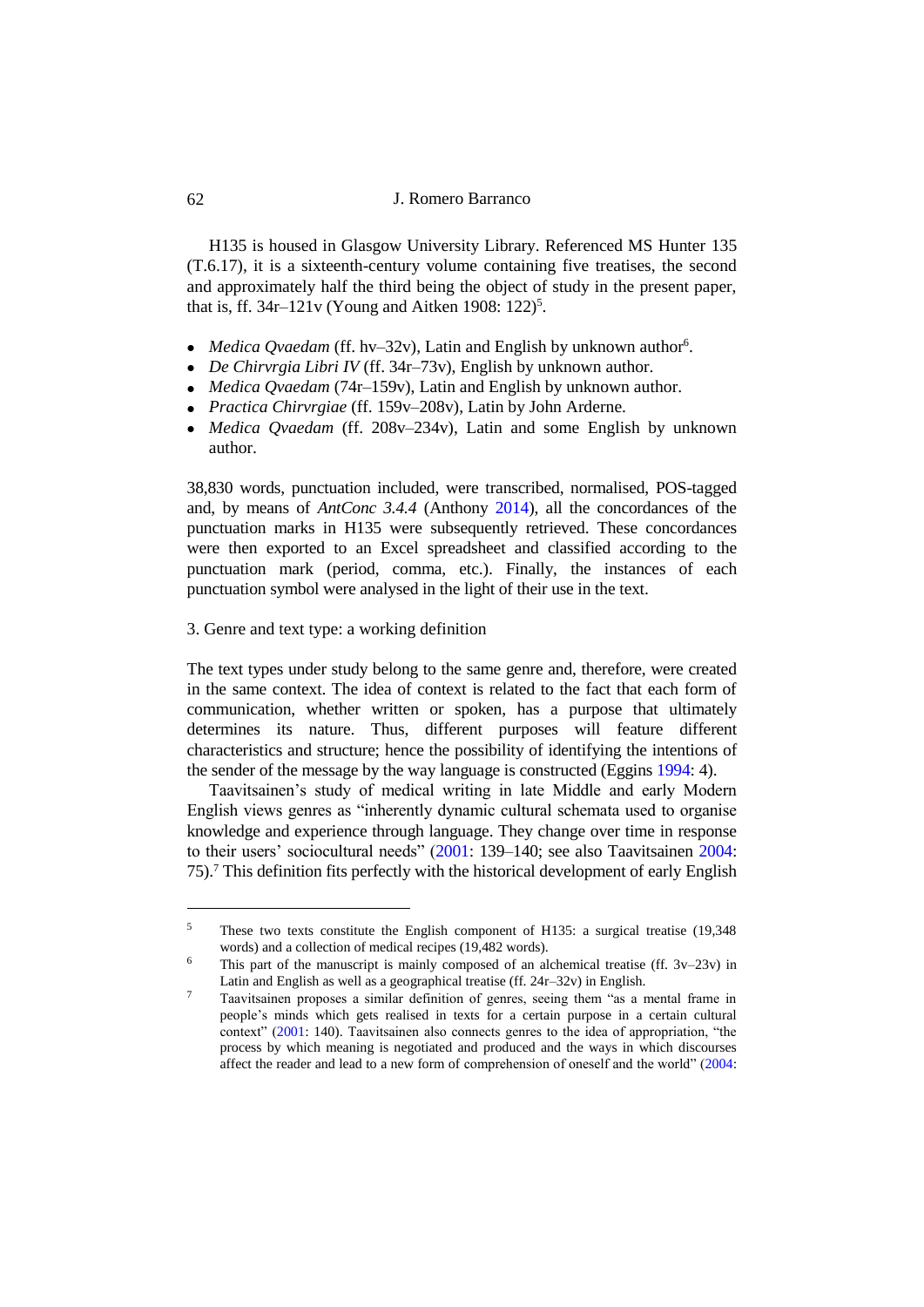H135 is housed in Glasgow University Library. Referenced MS Hunter 135 (T.6.17), it is a sixteenth-century volume containing five treatises, the second and approximately half the third being the object of study in the present paper, that is, ff. 34r–121v (Young and Aitken 1908: 122)[5].

- *Medica Qvaedam* (ff. hv–32v), Latin and English by unknown author[6].
- *De Chirvrgia Libri IV* (ff. 34r–73v), English by unknown author.
- *Medica Qvaedam* (74r–159v), Latin and English by unknown author.
- *Practica Chirvrgiae* (ff. 159v–208v), Latin by John Arderne.
- *Medica Qvaedam* (ff. 208v–234v), Latin and some English by unknown author.

38,830 words, punctuation included, were transcribed, normalised, POS-tagged and, by means of *AntConc 3.4.4* (Anthony 2014), all the concordances of the punctuation marks in H135 were subsequently retrieved. These concordances were then exported to an Excel spreadsheet and classified according to the punctuation mark (period, comma, etc.). Finally, the instances of each punctuation symbol were analysed in the light of their use in the text.

## 3. Genre and text type: a working definition

The text types under study belong to the same genre and, therefore, were created in the same context. The idea of context is related to the fact that each form of communication, whether written or spoken, has a purpose that ultimately determines its nature. Thus, different purposes will feature different characteristics and structure; hence the possibility of identifying the intentions of the sender of the message by the way language is constructed (Eggins 1994: 4).

Taavitsainen's study of medical writing in late Middle and early Modern English views genres as "inherently dynamic cultural schemata used to organise knowledge and experience through language. They change over time in response to their users' sociocultural needs" (2001: 139–140; see also Taavitsainen 2004: 75).[7] This definition fits perfectly with the historical development of early English

---

[5] These two texts constitute the English component of H135: a surgical treatise (19,348 words) and a collection of medical recipes (19,482 words).

[6] This part of the manuscript is mainly composed of an alchemical treatise (ff. 3v–23v) in Latin and English as well as a geographical treatise (ff. 24r–32v) in English.

[7] Taavitsainen proposes a similar definition of genres, seeing them "as a mental frame in people's minds which gets realised in texts for a certain purpose in a certain cultural context" (2001: 140). Taavitsainen also connects genres to the idea of appropriation, "the process by which meaning is negotiated and produced and the ways in which discourses affect the reader and lead to a new form of comprehension of oneself and the world" (2004: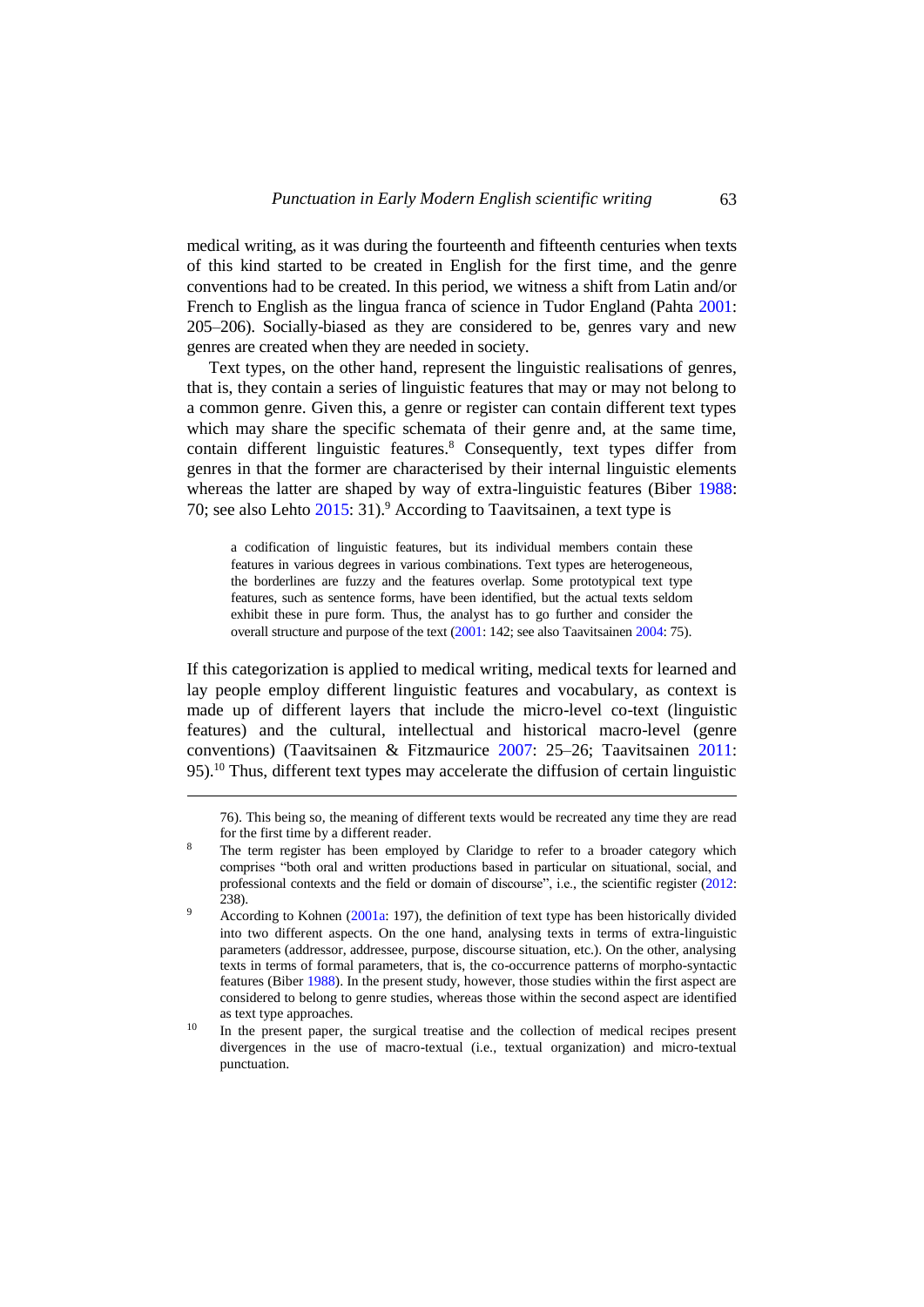medical writing, as it was during the fourteenth and fifteenth centuries when texts of this kind started to be created in English for the first time, and the genre conventions had to be created. In this period, we witness a shift from Latin and/or French to English as the lingua franca of science in Tudor England (Pahta 2001: 205–206). Socially-biased as they are considered to be, genres vary and new genres are created when they are needed in society.

Text types, on the other hand, represent the linguistic realisations of genres, that is, they contain a series of linguistic features that may or may not belong to a common genre. Given this, a genre or register can contain different text types which may share the specific schemata of their genre and, at the same time, contain different linguistic features.[8] Consequently, text types differ from genres in that the former are characterised by their internal linguistic elements whereas the latter are shaped by way of extra-linguistic features (Biber 1988: 70; see also Lehto 2015: 31).[9] According to Taavitsainen, a text type is

> a codification of linguistic features, but its individual members contain these features in various degrees in various combinations. Text types are heterogeneous, the borderlines are fuzzy and the features overlap. Some prototypical text type features, such as sentence forms, have been identified, but the actual texts seldom exhibit these in pure form. Thus, the analyst has to go further and consider the overall structure and purpose of the text (2001: 142; see also Taavitsainen 2004: 75).

If this categorization is applied to medical writing, medical texts for learned and lay people employ different linguistic features and vocabulary, as context is made up of different layers that include the micro-level co-text (linguistic features) and the cultural, intellectual and historical macro-level (genre conventions) (Taavitsainen & Fitzmaurice 2007: 25–26; Taavitsainen 2011: 95).[10] Thus, different text types may accelerate the diffusion of certain linguistic

---

76). This being so, the meaning of different texts would be recreated any time they are read for the first time by a different reader.

[8] The term register has been employed by Claridge to refer to a broader category which comprises "both oral and written productions based in particular on situational, social, and professional contexts and the field or domain of discourse", i.e., the scientific register (2012: 238).

[9] According to Kohnen (2001a: 197), the definition of text type has been historically divided into two different aspects. On the one hand, analysing texts in terms of extra-linguistic parameters (addressor, addressee, purpose, discourse situation, etc.). On the other, analysing texts in terms of formal parameters, that is, the co-occurrence patterns of morpho-syntactic features (Biber 1988). In the present study, however, those studies within the first aspect are considered to belong to genre studies, whereas those within the second aspect are identified as text type approaches.

[10] In the present paper, the surgical treatise and the collection of medical recipes present divergences in the use of macro-textual (i.e., textual organization) and micro-textual punctuation.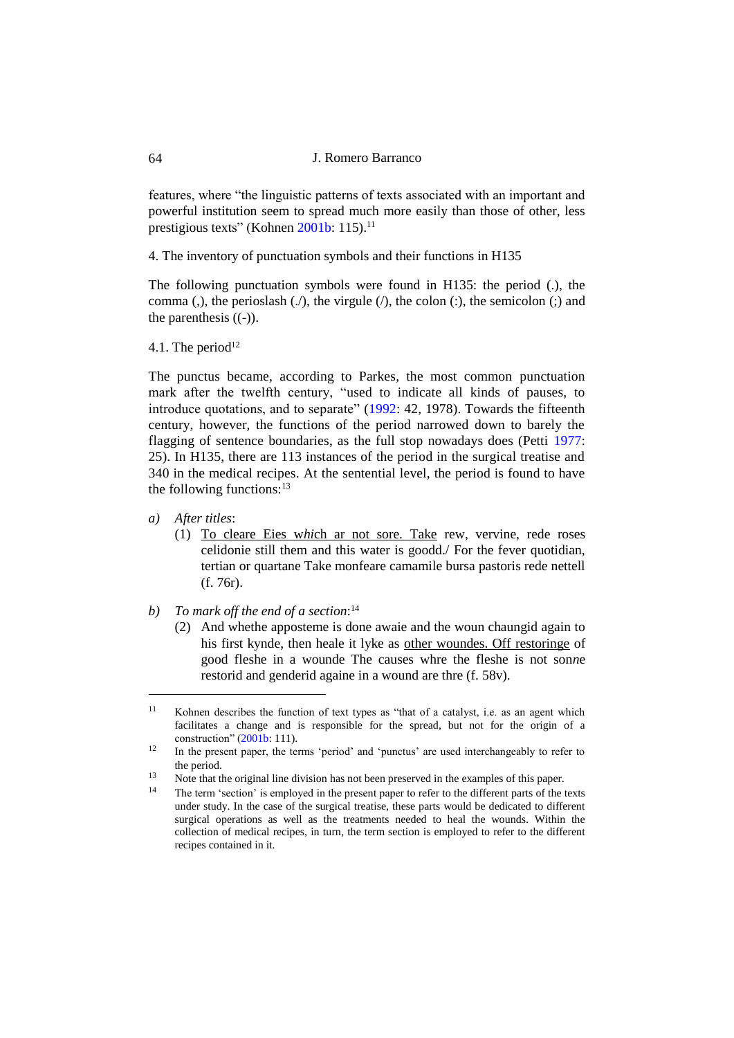features, where "the linguistic patterns of texts associated with an important and powerful institution seem to spread much more easily than those of other, less prestigious texts" (Kohnen 2001b: 115).[11]

## 4. The inventory of punctuation symbols and their functions in H135

The following punctuation symbols were found in H135: the period (.), the comma (,), the perioslash (./), the virgule (/), the colon (:), the semicolon (;) and the parenthesis ((-)).

### 4.1. The period[12]

The punctus became, according to Parkes, the most common punctuation mark after the twelfth century, "used to indicate all kinds of pauses, to introduce quotations, and to separate" (1992: 42, 1978). Towards the fifteenth century, however, the functions of the period narrowed down to barely the flagging of sentence boundaries, as the full stop nowadays does (Petti 1977: 25). In H135, there are 113 instances of the period in the surgical treatise and 340 in the medical recipes. At the sentential level, the period is found to have the following functions:[13]

*a)* *After titles*:

(1) <u>To cleare Eies w*hi*ch ar not sore. Take</u> rew, vervine, rede roses celidonie still them and this water is goodd./ For the fever quotidian, tertian or quartane Take monfeare camamile bursa pastoris rede nettell (f. 76r).

*b)* *To mark off the end of a section*:[14]

(2) And whethe apposteme is done awaie and the woun chaungid again to his first kynde, then heale it lyke as <u>other woundes. Off restoringe</u> of good fleshe in a wounde The causes whre the fleshe is not son*n*e restorid and genderid againe in a wound are thre (f. 58v).

---

[11] Kohnen describes the function of text types as "that of a catalyst, i.e. as an agent which facilitates a change and is responsible for the spread, but not for the origin of a construction" (2001b: 111).

[12] In the present paper, the terms 'period' and 'punctus' are used interchangeably to refer to the period.

[13] Note that the original line division has not been preserved in the examples of this paper.

[14] The term 'section' is employed in the present paper to refer to the different parts of the texts under study. In the case of the surgical treatise, these parts would be dedicated to different surgical operations as well as the treatments needed to heal the wounds. Within the collection of medical recipes, in turn, the term section is employed to refer to the different recipes contained in it.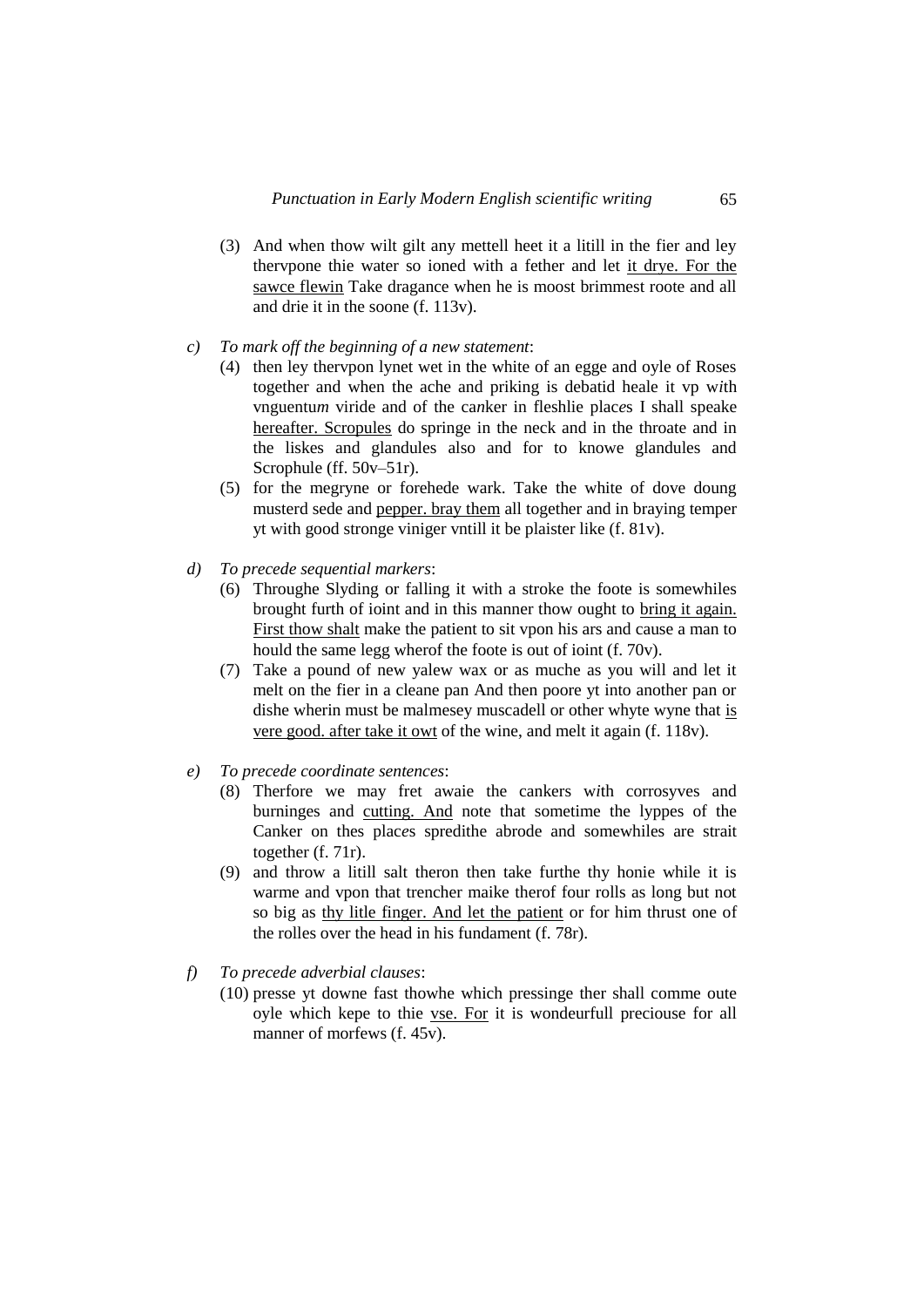(3) And when thow wilt gilt any mettell heet it a litill in the fier and ley thervpone thie water so ioned with a fether and let <u>it drye. For the sawce flewin</u> Take dragance when he is moost brimmest roote and all and drie it in the soone (f. 113v).

c) *To mark off the beginning of a new statement*:

(4) then ley thervpon lynet wet in the white of an egge and oyle of Roses together and when the ache and priking is debatid heale it vp w*i*th vnguentu*m* viride and of the ca*n*ker in fleshlie plac*e*s I shall speake <u>hereafter. Scropules</u> do springe in the neck and in the throate and in the liskes and glandules also and for to knowe glandules and Scrophule (ff. 50v–51r).

(5) for the megryne or forehede wark. Take the white of dove doung musterd sede and <u>pepper. bray them</u> all together and in braying temper yt with good stronge viniger vntill it be plaister like (f. 81v).

d) *To precede sequential markers*:

(6) Throughe Slyding or falling it with a stroke the foote is somewhiles brought furth of ioint and in this manner thow ought to <u>bring it again. First thow shalt</u> make the patient to sit vpon his ars and cause a man to hould the same legg wherof the foote is out of ioint (f. 70v).

(7) Take a pound of new yalew wax or as muche as you will and let it melt on the fier in a cleane pan And then poore yt into another pan or dishe wherin must be malmesey muscadell or other whyte wyne that <u>is vere good. after take it owt</u> of the wine, and melt it again (f. 118v).

e) *To precede coordinate sentences*:

(8) Therfore we may fret awaie the cankers w*i*th corrosyves and burninges and <u>cutting. And</u> note that sometime the lyppes of the Canker on thes plac*e*s spredithe abrode and somewhiles are strait together (f. 71r).

(9) and throw a litill salt theron then take furthe thy honie while it is warme and vpon that trencher maike therof four rolls as long but not so big as <u>thy litle finger. And let the patient</u> or for him thrust one of the rolles over the head in his fundament (f. 78r).

f) *To precede adverbial clauses*:

(10) presse yt downe fast thowhe which pressinge ther shall comme oute oyle which kepe to thie <u>vse. For</u> it is wondeurfull preciouse for all manner of morfews (f. 45v).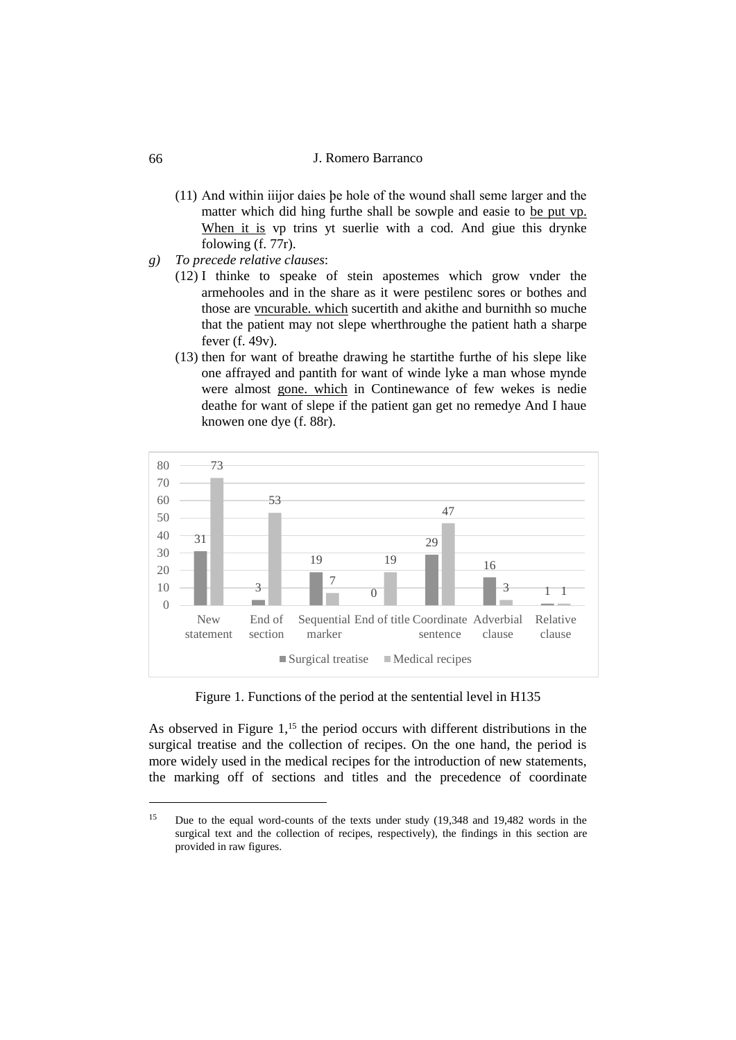(11) And within iiijor daies þe hole of the wound shall seme larger and the matter which did hing furthe shall be sowple and easie to be put vp. When it is vp trins yt suerlie with a cod. And giue this drynke folowing (f. 77r).

*g) To precede relative clauses*:

(12) I thinke to speake of stein apostemes which grow vnder the armehooles and in the share as it were pestilenc sores or bothes and those are vncurable. which sucertith and akithe and burnithh so muche that the patient may not slepe wherthroughe the patient hath a sharpe fever (f. 49v).

(13) then for want of breathe drawing he startithe furthe of his slepe like one affrayed and pantith for want of winde lyke a man whose mynde were almost gone. which in Continewance of few wekes is nedie deathe for want of slepe if the patient gan get no remedye And I haue knowen one dye (f. 88r).

| | New statement | End of section | Sequential marker | End of title | Coordinate sentence | Adverbial clause | Relative clause |
|---|---|---|---|---|---|---|---|
| Surgical treatise | 31 | 3 | 19 | 0 | 29 | 16 | 1 |
| Medical recipes | 73 | 53 | 7 | 19 | 47 | 3 | 1 |

Figure 1. Functions of the period at the sentential level in H135

As observed in Figure 1,[15] the period occurs with different distributions in the surgical treatise and the collection of recipes. On the one hand, the period is more widely used in the medical recipes for the introduction of new statements, the marking off of sections and titles and the precedence of coordinate

[15] Due to the equal word-counts of the texts under study (19,348 and 19,482 words in the surgical text and the collection of recipes, respectively), the findings in this section are provided in raw figures.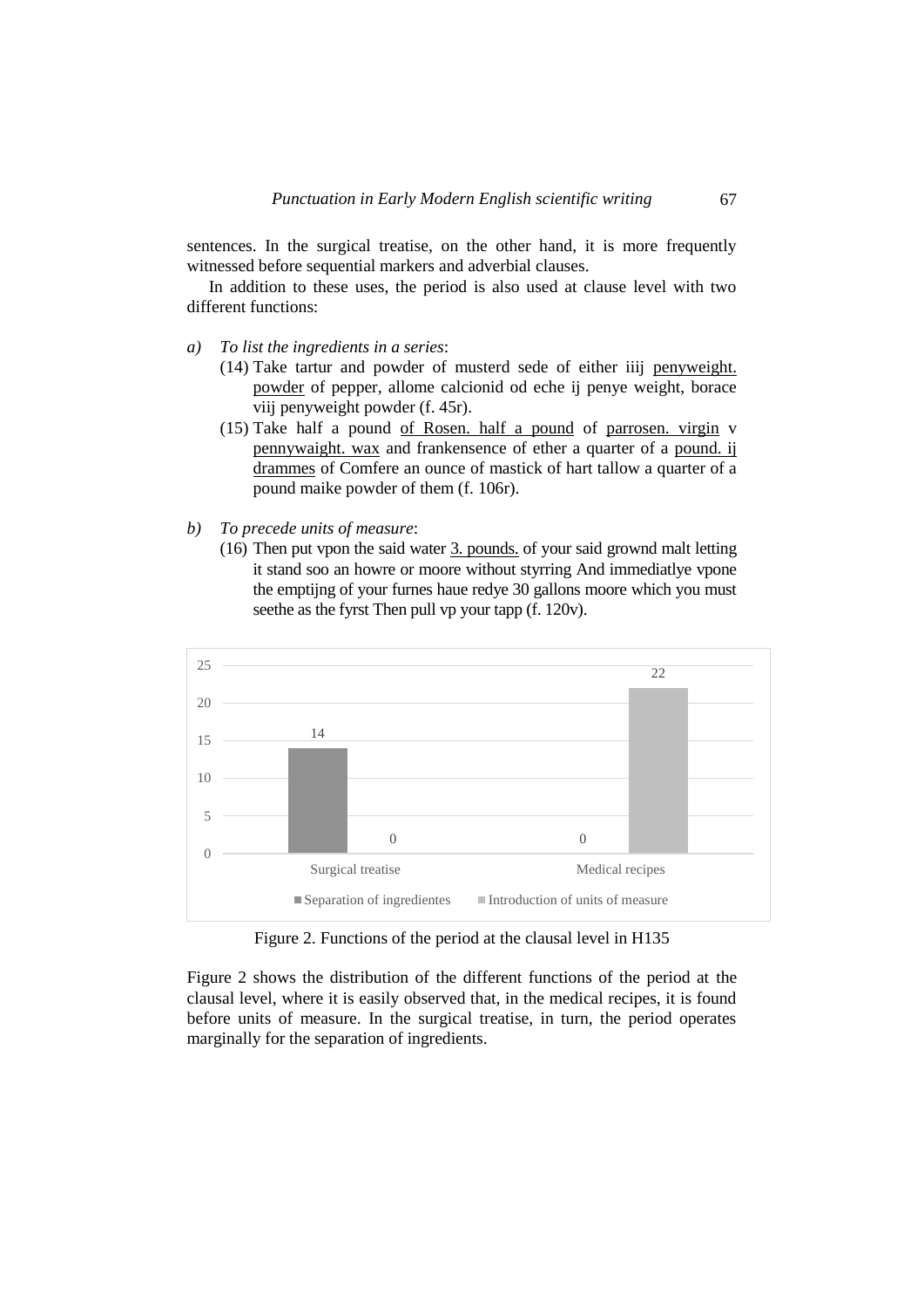sentences. In the surgical treatise, on the other hand, it is more frequently witnessed before sequential markers and adverbial clauses.

In addition to these uses, the period is also used at clause level with two different functions:

*a) To list the ingredients in a series*:

(14) Take tartur and powder of musterd sede of either iiij penyweight. powder of pepper, allome calcionid od eche ij penye weight, borace viij penyweight powder (f. 45r).

(15) Take half a pound of Rosen. half a pound of parrosen. virgin v pennywaight. wax and frankensence of ether a quarter of a pound. ij drammes of Comfere an ounce of mastick of hart tallow a quarter of a pound maike powder of them (f. 106r).

*b) To precede units of measure*:

(16) Then put vpon the said water 3. pounds. of your said grownd malt letting it stand soo an howre or moore without styrring And immediatlye vpone the emptijng of your furnes haue redye 30 gallons moore which you must seethe as the fyrst Then pull vp your tapp (f. 120v).

| | Separation of ingredientes | Introduction of units of measure |
|---|---|---|
| Surgical treatise | 14 | 0 |
| Medical recipes | 0 | 22 |

Figure 2. Functions of the period at the clausal level in H135

Figure 2 shows the distribution of the different functions of the period at the clausal level, where it is easily observed that, in the medical recipes, it is found before units of measure. In the surgical treatise, in turn, the period operates marginally for the separation of ingredients.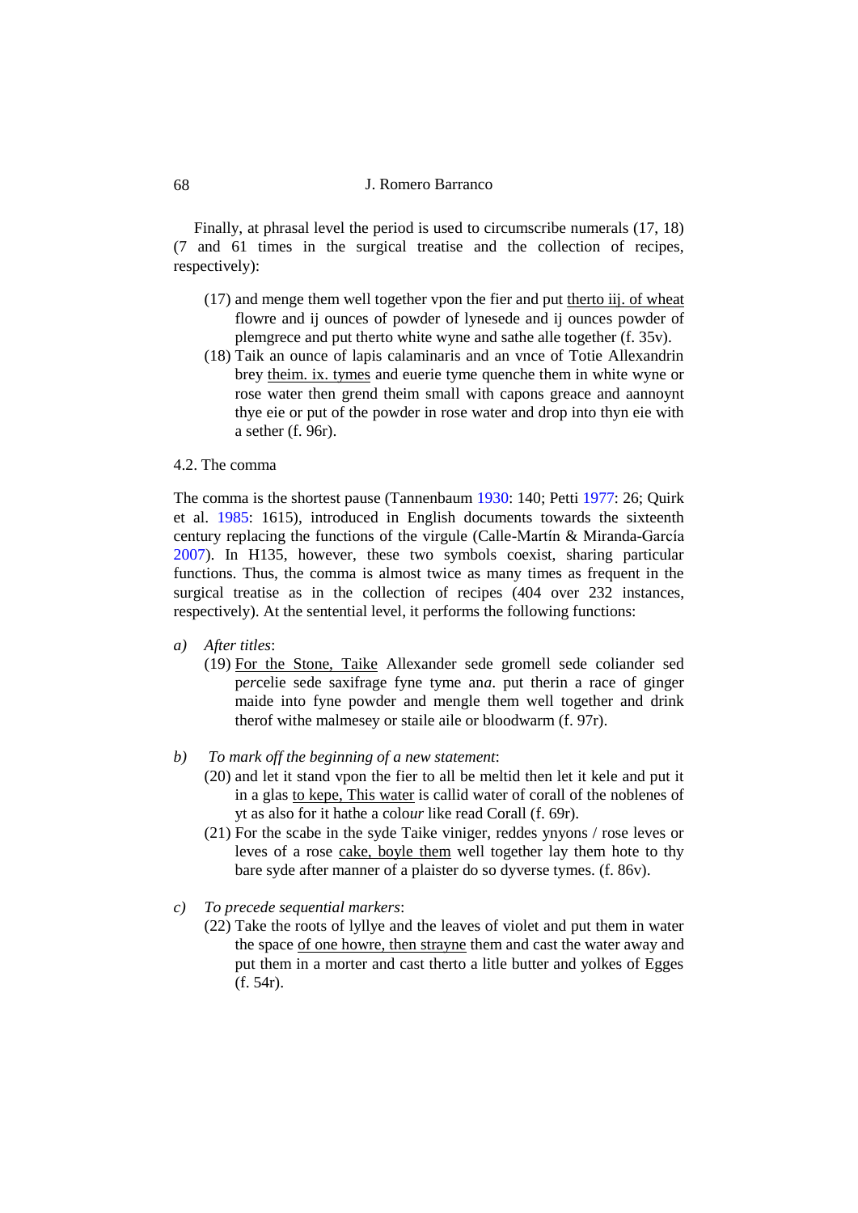Finally, at phrasal level the period is used to circumscribe numerals (17, 18) (7 and 61 times in the surgical treatise and the collection of recipes, respectively):

(17) and menge them well together vpon the fier and put <u>therto iij. of wheat</u> flowre and ij ounces of powder of lynesede and ij ounces powder of plemgrece and put therto white wyne and sathe alle together (f. 35v).

(18) Taik an ounce of lapis calaminaris and an vnce of Totie Allexandrin brey <u>theim. ix. tymes</u> and euerie tyme quenche them in white wyne or rose water then grend theim small with capons greace and aannoynt thye eie or put of the powder in rose water and drop into thyn eie with a sether (f. 96r).

### 4.2. The comma

The comma is the shortest pause (Tannenbaum 1930: 140; Petti 1977: 26; Quirk et al. 1985: 1615), introduced in English documents towards the sixteenth century replacing the functions of the virgule (Calle-Martín & Miranda-García 2007). In H135, however, these two symbols coexist, sharing particular functions. Thus, the comma is almost twice as many times as frequent in the surgical treatise as in the collection of recipes (404 over 232 instances, respectively). At the sentential level, it performs the following functions:

*a)* *After titles*:

(19) <u>For the Stone, Taike</u> Allexander sede gromell sede coliander sed p*er*celie sede saxifrage fyne tyme an*a*. put therin a race of ginger maide into fyne powder and mengle them well together and drink therof withe malmesey or staile aile or bloodwarm (f. 97r).

*b)* *To mark off the beginning of a new statement*:

(20) and let it stand vpon the fier to all be meltid then let it kele and put it in a glas <u>to kepe, This water</u> is callid water of corall of the noblenes of yt as also for it hathe a colo*ur* like read Corall (f. 69r).

(21) For the scabe in the syde Taike viniger, reddes ynyons / rose leves or leves of a rose <u>cake, boyle them</u> well together lay them hote to thy bare syde after manner of a plaister do so dyverse tymes. (f. 86v).

*c)* *To precede sequential markers*:

(22) Take the roots of lyllye and the leaves of violet and put them in water the space <u>of one howre, then strayne</u> them and cast the water away and put them in a morter and cast therto a litle butter and yolkes of Egges (f. 54r).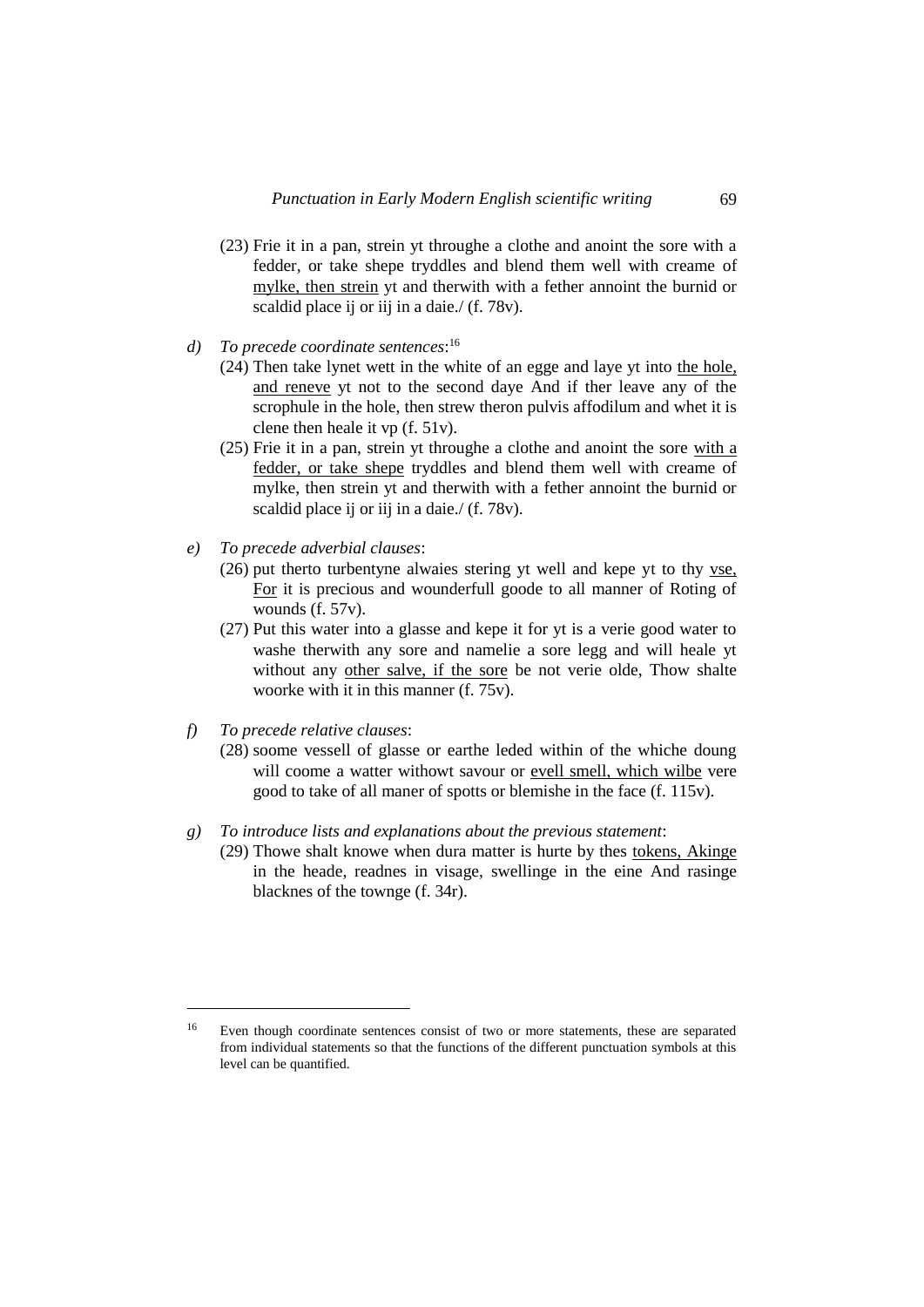(23) Frie it in a pan, strein yt throughe a clothe and anoint the sore with a fedder, or take shepe tryddles and blend them well with creame of <u>mylke, then strein</u> yt and therwith with a fether annoint the burnid or scaldid place ij or iij in a daie./ (f. 78v).

*d) To precede coordinate sentences*:[16]

(24) Then take lynet wett in the white of an egge and laye yt into <u>the hole, and reneve</u> yt not to the second daye And if ther leave any of the scrophule in the hole, then strew theron pulvis affodilum and whet it is clene then heale it vp (f. 51v).

(25) Frie it in a pan, strein yt throughe a clothe and anoint the sore <u>with a fedder, or take shepe</u> tryddles and blend them well with creame of mylke, then strein yt and therwith with a fether annoint the burnid or scaldid place ij or iij in a daie./ (f. 78v).

*e) To precede adverbial clauses*:

(26) put therto turbentyne alwaies stering yt well and kepe yt to thy <u>vse, For</u> it is precious and wounderfull goode to all manner of Roting of wounds (f. 57v).

(27) Put this water into a glasse and kepe it for yt is a verie good water to washe therwith any sore and namelie a sore legg and will heale yt without any <u>other salve, if the sore</u> be not verie olde, Thow shalte woorke with it in this manner (f. 75v).

*f) To precede relative clauses*:

(28) soome vessell of glasse or earthe leded within of the whiche doung will coome a watter withowt savour or <u>evell smell, which wilbe</u> vere good to take of all maner of spotts or blemishe in the face (f. 115v).

*g) To introduce lists and explanations about the previous statement*:

(29) Thowe shalt knowe when dura matter is hurte by thes <u>tokens, Akinge</u> in the heade, readnes in visage, swellinge in the eine And rasinge blacknes of the townge (f. 34r).

---

[16] Even though coordinate sentences consist of two or more statements, these are separated from individual statements so that the functions of the different punctuation symbols at this level can be quantified.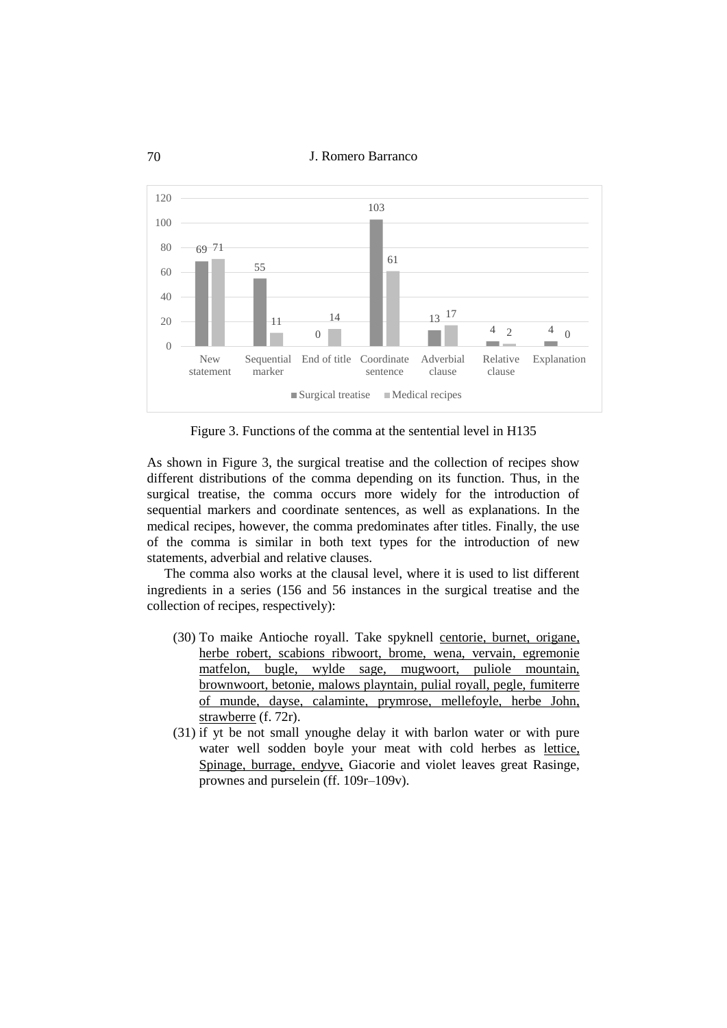| | New statement | Sequential marker | End of title | Coordinate sentence | Adverbial clause | Relative clause | Explanation |
|---|---|---|---|---|---|---|---|
| Surgical treatise | 69 | 55 | 0 | 103 | 13 | 4 | 4 |
| Medical recipes | 71 | 11 | 14 | 61 | 17 | 2 | 0 |

Figure 3. Functions of the comma at the sentential level in H135

As shown in Figure 3, the surgical treatise and the collection of recipes show different distributions of the comma depending on its function. Thus, in the surgical treatise, the comma occurs more widely for the introduction of sequential markers and coordinate sentences, as well as explanations. In the medical recipes, however, the comma predominates after titles. Finally, the use of the comma is similar in both text types for the introduction of new statements, adverbial and relative clauses.

The comma also works at the clausal level, where it is used to list different ingredients in a series (156 and 56 instances in the surgical treatise and the collection of recipes, respectively):

(30) To maike Antioche royall. Take spyknell centorie, burnet, origane, herbe robert, scabions ribwoort, brome, wena, vervain, egremonie matfelon, bugle, wylde sage, mugwoort, puliole mountain, brownwoort, betonie, malows playntain, pulial royall, pegle, fumiterre of munde, dayse, calaminte, prymrose, mellefoyle, herbe John, strawberre (f. 72r).

(31) if yt be not small ynoughe delay it with barlon water or with pure water well sodden boyle your meat with cold herbes as lettice, Spinage, burrage, endyve, Giacorie and violet leaves great Rasinge, prownes and purselein (ff. 109r–109v).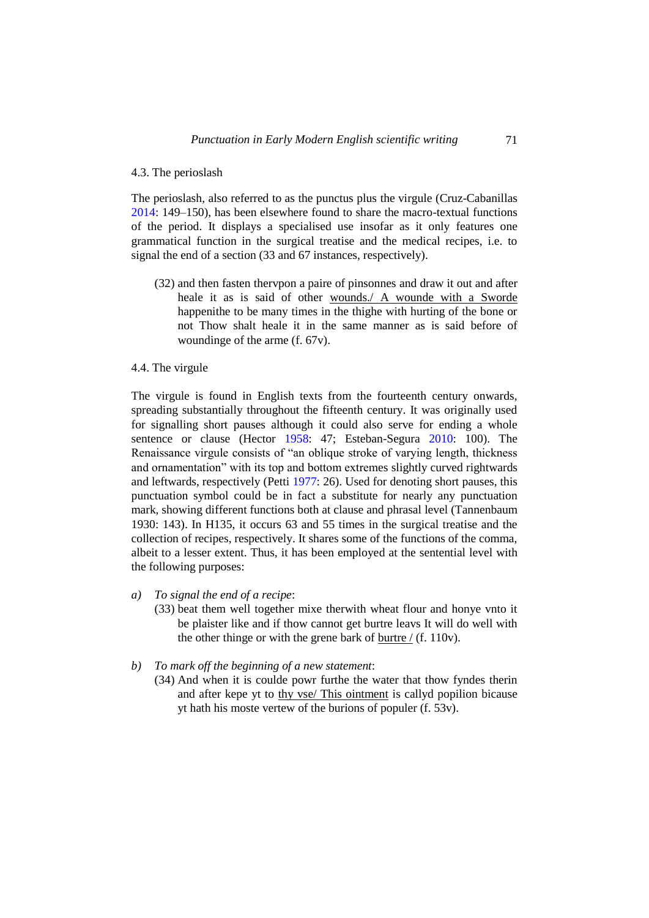### 4.3. The perioslash

The perioslash, also referred to as the punctus plus the virgule (Cruz-Cabanillas 2014: 149–150), has been elsewhere found to share the macro-textual functions of the period. It displays a specialised use insofar as it only features one grammatical function in the surgical treatise and the medical recipes, i.e. to signal the end of a section (33 and 67 instances, respectively).

> (32) and then fasten thervpon a paire of pinsonnes and draw it out and after heale it as is said of other <u>wounds./ A wounde with a Sworde</u> happenithe to be many times in the thighe with hurting of the bone or not Thow shalt heale it in the same manner as is said before of woundinge of the arme (f. 67v).

### 4.4. The virgule

The virgule is found in English texts from the fourteenth century onwards, spreading substantially throughout the fifteenth century. It was originally used for signalling short pauses although it could also serve for ending a whole sentence or clause (Hector 1958: 47; Esteban-Segura 2010: 100). The Renaissance virgule consists of "an oblique stroke of varying length, thickness and ornamentation" with its top and bottom extremes slightly curved rightwards and leftwards, respectively (Petti 1977: 26). Used for denoting short pauses, this punctuation symbol could be in fact a substitute for nearly any punctuation mark, showing different functions both at clause and phrasal level (Tannenbaum 1930: 143). In H135, it occurs 63 and 55 times in the surgical treatise and the collection of recipes, respectively. It shares some of the functions of the comma, albeit to a lesser extent. Thus, it has been employed at the sentential level with the following purposes:

*a) To signal the end of a recipe*:

> (33) beat them well together mixe therwith wheat flour and honye vnto it be plaister like and if thow cannot get burtre leavs It will do well with the other thinge or with the grene bark of <u>burtre /</u> (f. 110v).

*b) To mark off the beginning of a new statement*:

> (34) And when it is coulde powr furthe the water that thow fyndes therin and after kepe yt to <u>thy vse/ This ointment</u> is callyd popilion bicause yt hath his moste vertew of the burions of populer (f. 53v).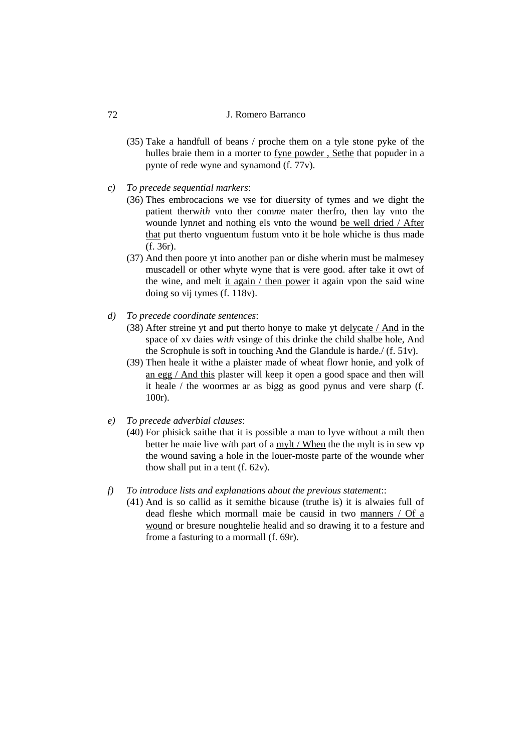(35) Take a handfull of beans / proche them on a tyle stone pyke of the hulles braie them in a morter to <u>fyne powder , Sethe</u> that popuder in a pynte of rede wyne and synamond (f. 77v).

c) *To precede sequential markers*:

(36) Thes embrocacions we vse for diu*er*sity of tymes and we dight the patient therw*ith* vnto ther com*m*e mater therfro, then lay vnto the wounde lyn*n*et and nothing els vnto the wound <u>be well dried / After that</u> put therto vnguentum fustum vnto it be hole whiche is thus made (f. 36r).

(37) And then poore yt into another pan or dishe wherin must be malmesey muscadell or other whyte wyne that is vere good. after take it owt of the wine, and melt <u>it again / then power</u> it again vpon the said wine doing so vij tymes (f. 118v).

d) *To precede coordinate sentences*:

(38) After streine yt and put therto honye to make yt <u>delycate / And</u> in the space of xv daies w*ith* vsinge of this drinke the child shalbe hole, And the Scrophule is soft in touching And the Glandule is harde./ (f. 51v).

(39) Then heale it withe a plaister made of wheat flowr honie, and yolk of <u>an egg / And this</u> plaster will keep it open a good space and then will it heale / the woormes ar as bigg as good pynus and vere sharp (f. 100r).

e) *To precede adverbial clauses*:

(40) For phisick saithe that it is possible a man to lyve w*i*thout a milt then better he maie live w*i*th part of a <u>mylt / When</u> the the mylt is in sew vp the wound saving a hole in the louer-moste parte of the wounde wher thow shall put in a tent (f. 62v).

f) *To introduce lists and explanations about the previous statement*::

(41) And is so callid as it semithe bicause (truthe is) it is alwaies full of dead fleshe which mormall maie be causid in two <u>manners / Of a wound</u> or bresure noughtelie healid and so drawing it to a festure and frome a fasturing to a mormall (f. 69r).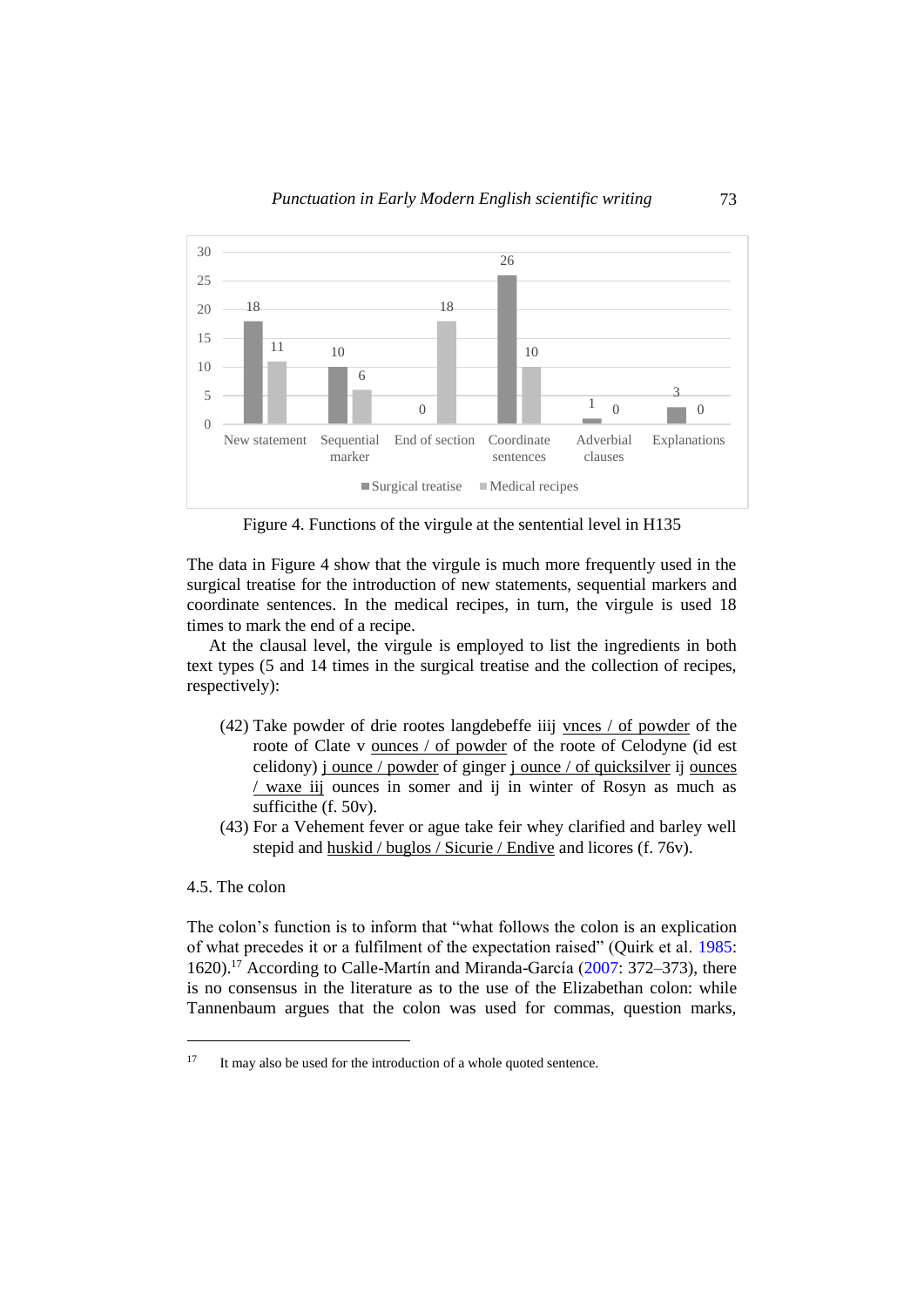| | New statement | Sequential marker | End of section | Coordinate sentences | Adverbial clauses | Explanations |
|---|---|---|---|---|---|---|
| Surgical treatise | 18 | 10 | 0 | 26 | 1 | 3 |
| Medical recipes | 11 | 6 | 18 | 10 | 0 | 0 |

Figure 4. Functions of the virgule at the sentential level in H135

The data in Figure 4 show that the virgule is much more frequently used in the surgical treatise for the introduction of new statements, sequential markers and coordinate sentences. In the medical recipes, in turn, the virgule is used 18 times to mark the end of a recipe.

At the clausal level, the virgule is employed to list the ingredients in both text types (5 and 14 times in the surgical treatise and the collection of recipes, respectively):

(42) Take powder of drie rootes langdebeffe iiij vnces / of powder of the roote of Clate v ounces / of powder of the roote of Celodyne (id est celidony) j ounce / powder of ginger j ounce / of quicksilver ij ounces / waxe iij ounces in somer and ij in winter of Rosyn as much as sufficithe (f. 50v).

(43) For a Vehement fever or ague take feir whey clarified and barley well stepid and huskid / buglos / Sicurie / Endive and licores (f. 76v).

### 4.5. The colon

The colon's function is to inform that "what follows the colon is an explication of what precedes it or a fulfilment of the expectation raised" (Quirk et al. 1985: 1620).[17] According to Calle-Martín and Miranda-García (2007: 372–373), there is no consensus in the literature as to the use of the Elizabethan colon: while Tannenbaum argues that the colon was used for commas, question marks,

[17] It may also be used for the introduction of a whole quoted sentence.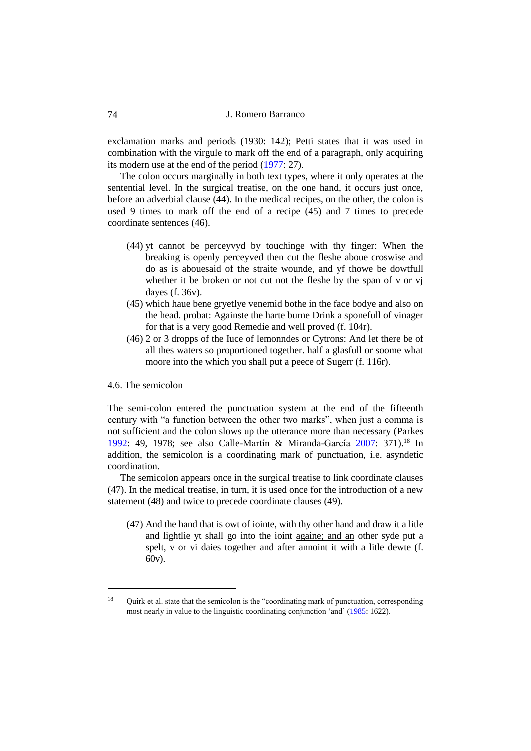exclamation marks and periods (1930: 142); Petti states that it was used in combination with the virgule to mark off the end of a paragraph, only acquiring its modern use at the end of the period (1977: 27).

The colon occurs marginally in both text types, where it only operates at the sentential level. In the surgical treatise, on the one hand, it occurs just once, before an adverbial clause (44). In the medical recipes, on the other, the colon is used 9 times to mark off the end of a recipe (45) and 7 times to precede coordinate sentences (46).

(44) yt cannot be perceyvyd by touchinge with <u>thy finger: When the</u> breaking is openly perceyved then cut the fleshe aboue croswise and do as is abouesaid of the straite wounde, and yf thowe be dowtfull whether it be broken or not cut not the fleshe by the span of v or vj dayes (f. 36v).

(45) which haue bene gryetlye venemid bothe in the face bodye and also on the head. <u>probat: Againste</u> the harte burne Drink a sponefull of vinager for that is a very good Remedie and well proved (f. 104r).

(46) 2 or 3 dropps of the Iuce of <u>lemonndes or Cytrons: And let</u> there be of all thes waters so proportioned together. half a glasfull or soome what moore into the which you shall put a peece of Sugerr (f. 116r).

### 4.6. The semicolon

The semi-colon entered the punctuation system at the end of the fifteenth century with "a function between the other two marks", when just a comma is not sufficient and the colon slows up the utterance more than necessary (Parkes 1992: 49, 1978; see also Calle-Martín & Miranda-García 2007: 371).[18] In addition, the semicolon is a coordinating mark of punctuation, i.e. asyndetic coordination.

The semicolon appears once in the surgical treatise to link coordinate clauses (47). In the medical treatise, in turn, it is used once for the introduction of a new statement (48) and twice to precede coordinate clauses (49).

(47) And the hand that is owt of iointe, with thy other hand and draw it a litle and lightlie yt shall go into the ioint <u>againe; and an</u> other syde put a spelt, v or vi daies together and after annoint it with a litle dewte (f. 60v).

---

[18] Quirk et al. state that the semicolon is the "coordinating mark of punctuation, corresponding most nearly in value to the linguistic coordinating conjunction 'and' (1985: 1622).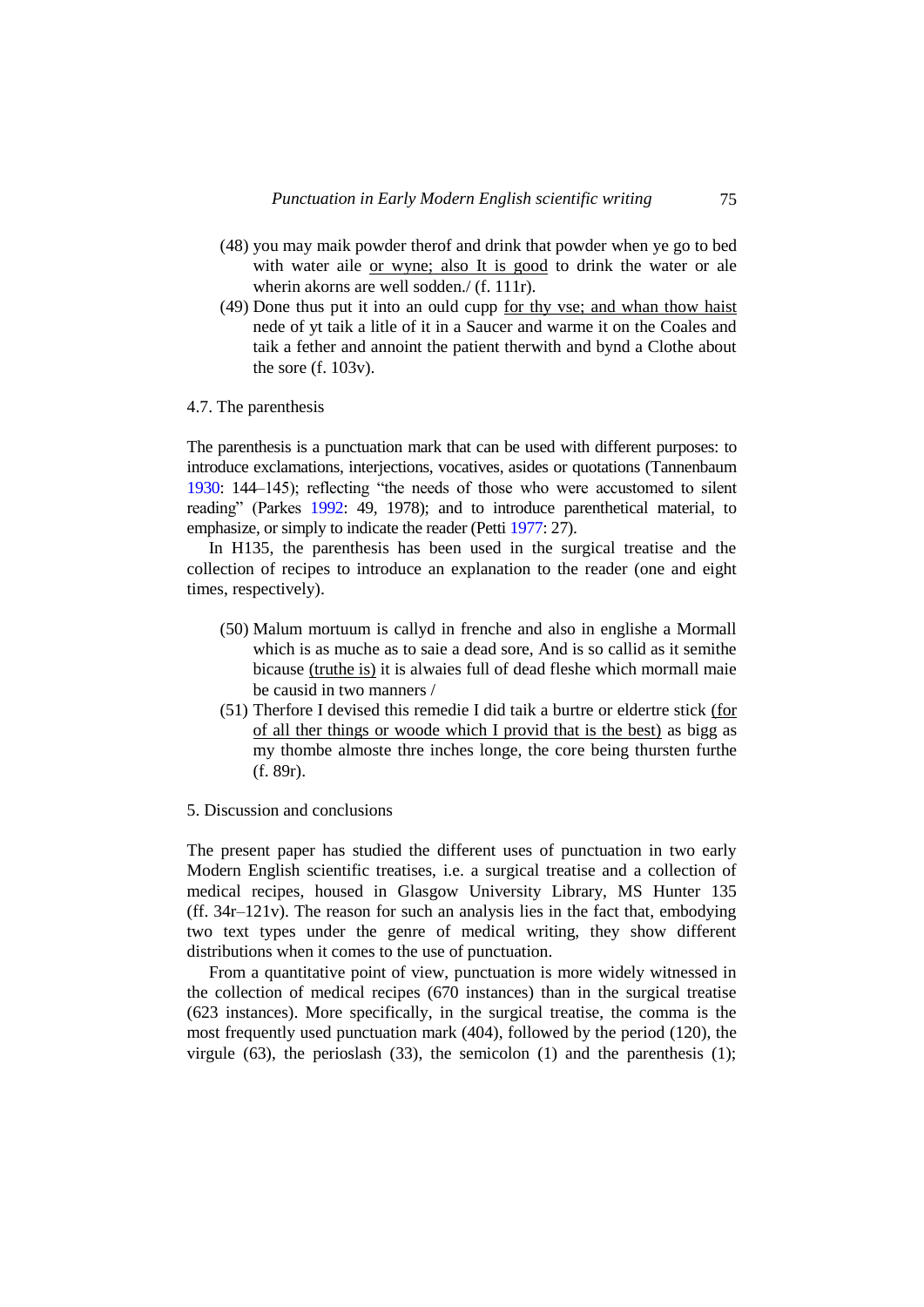(48) you may maik powder therof and drink that powder when ye go to bed with water aile <u>or wyne; also It is good</u> to drink the water or ale wherin akorns are well sodden./ (f. 111r).

(49) Done thus put it into an ould cupp <u>for thy vse; and whan thow haist</u> nede of yt taik a litle of it in a Saucer and warme it on the Coales and taik a fether and annoint the patient therwith and bynd a Clothe about the sore (f. 103v).

## 4.7. The parenthesis

The parenthesis is a punctuation mark that can be used with different purposes: to introduce exclamations, interjections, vocatives, asides or quotations (Tannenbaum 1930: 144–145); reflecting "the needs of those who were accustomed to silent reading" (Parkes 1992: 49, 1978); and to introduce parenthetical material, to emphasize, or simply to indicate the reader (Petti 1977: 27).

In H135, the parenthesis has been used in the surgical treatise and the collection of recipes to introduce an explanation to the reader (one and eight times, respectively).

(50) Malum mortuum is callyd in frenche and also in englishe a Mormall which is as muche as to saie a dead sore, And is so callid as it semithe bicause <u>(truthe is)</u> it is alwaies full of dead fleshe which mormall maie be causid in two manners /

(51) Therfore I devised this remedie I did taik a burtre or eldertre stick <u>(for of all ther things or woode which I provid that is the best)</u> as bigg as my thombe almoste thre inches longe, the core being thursten furthe (f. 89r).

## 5. Discussion and conclusions

The present paper has studied the different uses of punctuation in two early Modern English scientific treatises, i.e. a surgical treatise and a collection of medical recipes, housed in Glasgow University Library, MS Hunter 135 (ff. 34r–121v). The reason for such an analysis lies in the fact that, embodying two text types under the genre of medical writing, they show different distributions when it comes to the use of punctuation.

From a quantitative point of view, punctuation is more widely witnessed in the collection of medical recipes (670 instances) than in the surgical treatise (623 instances). More specifically, in the surgical treatise, the comma is the most frequently used punctuation mark (404), followed by the period (120), the virgule (63), the perioslash (33), the semicolon (1) and the parenthesis (1);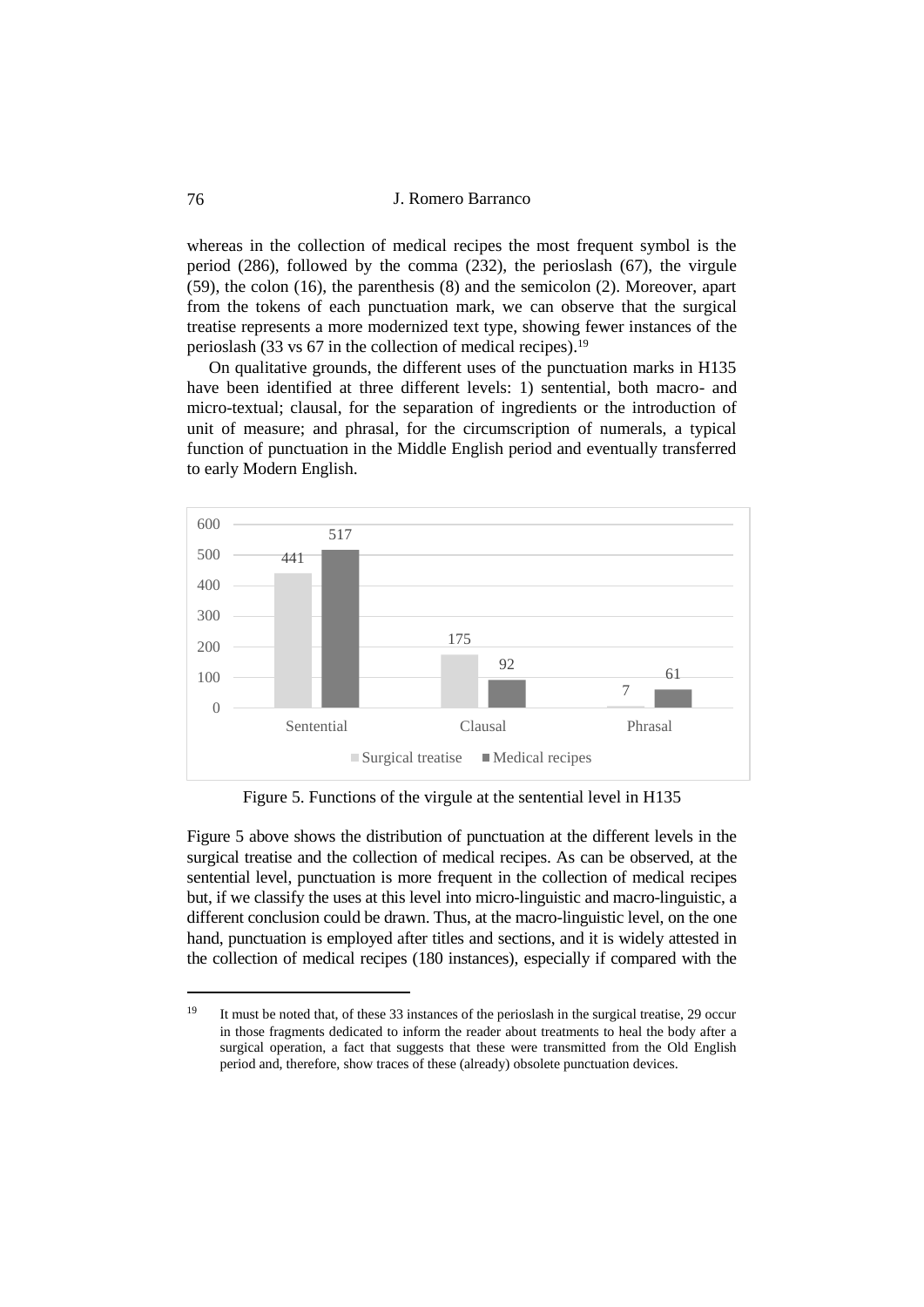whereas in the collection of medical recipes the most frequent symbol is the period (286), followed by the comma (232), the perioslash (67), the virgule (59), the colon (16), the parenthesis (8) and the semicolon (2). Moreover, apart from the tokens of each punctuation mark, we can observe that the surgical treatise represents a more modernized text type, showing fewer instances of the perioslash (33 vs 67 in the collection of medical recipes).[19]

On qualitative grounds, the different uses of the punctuation marks in H135 have been identified at three different levels: 1) sentential, both macro- and micro-textual; clausal, for the separation of ingredients or the introduction of unit of measure; and phrasal, for the circumscription of numerals, a typical function of punctuation in the Middle English period and eventually transferred to early Modern English.

| | Sentential | Clausal | Phrasal |
|---|---|---|---|
| Surgical treatise | 441 | 175 | 7 |
| Medical recipes | 517 | 92 | 61 |

Figure 5. Functions of the virgule at the sentential level in H135

Figure 5 above shows the distribution of punctuation at the different levels in the surgical treatise and the collection of medical recipes. As can be observed, at the sentential level, punctuation is more frequent in the collection of medical recipes but, if we classify the uses at this level into micro-linguistic and macro-linguistic, a different conclusion could be drawn. Thus, at the macro-linguistic level, on the one hand, punctuation is employed after titles and sections, and it is widely attested in the collection of medical recipes (180 instances), especially if compared with the

[19] It must be noted that, of these 33 instances of the perioslash in the surgical treatise, 29 occur in those fragments dedicated to inform the reader about treatments to heal the body after a surgical operation, a fact that suggests that these were transmitted from the Old English period and, therefore, show traces of these (already) obsolete punctuation devices.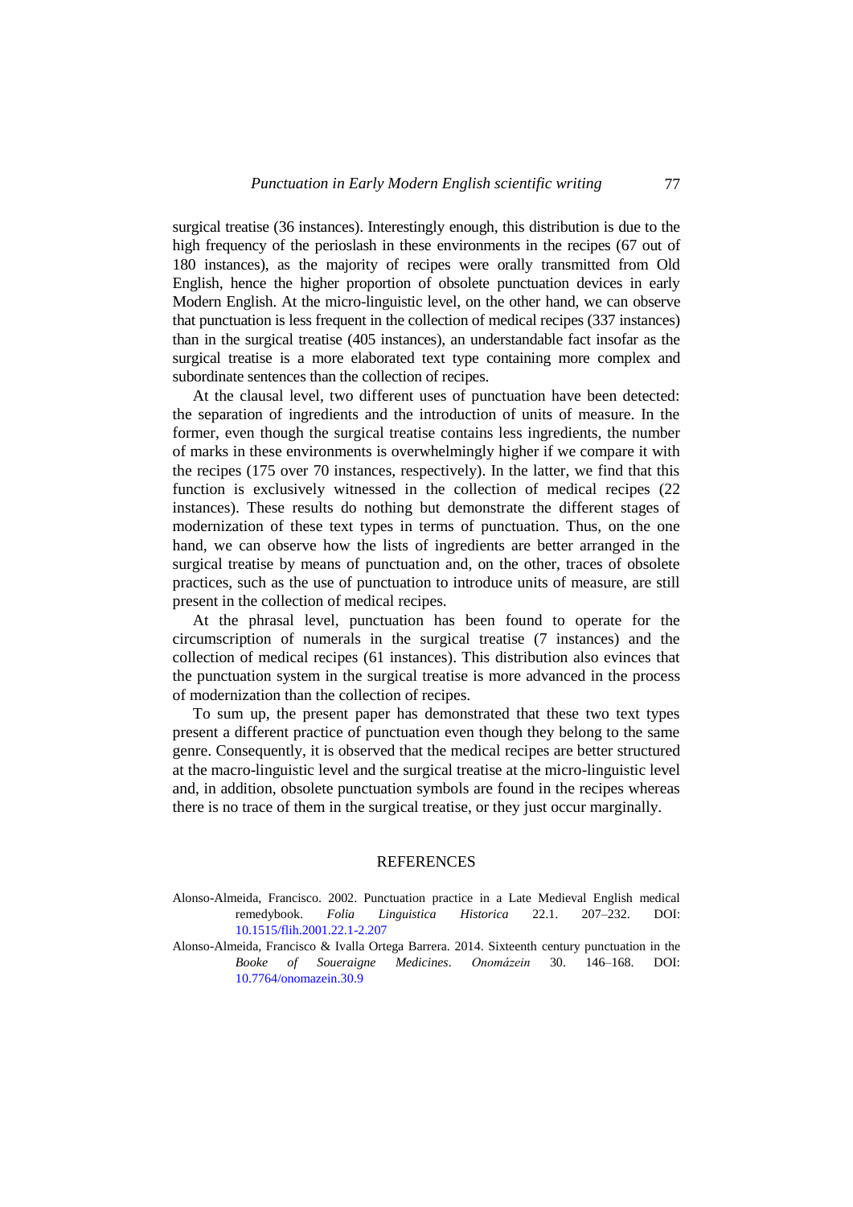surgical treatise (36 instances). Interestingly enough, this distribution is due to the high frequency of the perioslash in these environments in the recipes (67 out of 180 instances), as the majority of recipes were orally transmitted from Old English, hence the higher proportion of obsolete punctuation devices in early Modern English. At the micro-linguistic level, on the other hand, we can observe that punctuation is less frequent in the collection of medical recipes (337 instances) than in the surgical treatise (405 instances), an understandable fact insofar as the surgical treatise is a more elaborated text type containing more complex and subordinate sentences than the collection of recipes.

At the clausal level, two different uses of punctuation have been detected: the separation of ingredients and the introduction of units of measure. In the former, even though the surgical treatise contains less ingredients, the number of marks in these environments is overwhelmingly higher if we compare it with the recipes (175 over 70 instances, respectively). In the latter, we find that this function is exclusively witnessed in the collection of medical recipes (22 instances). These results do nothing but demonstrate the different stages of modernization of these text types in terms of punctuation. Thus, on the one hand, we can observe how the lists of ingredients are better arranged in the surgical treatise by means of punctuation and, on the other, traces of obsolete practices, such as the use of punctuation to introduce units of measure, are still present in the collection of medical recipes.

At the phrasal level, punctuation has been found to operate for the circumscription of numerals in the surgical treatise (7 instances) and the collection of medical recipes (61 instances). This distribution also evinces that the punctuation system in the surgical treatise is more advanced in the process of modernization than the collection of recipes.

To sum up, the present paper has demonstrated that these two text types present a different practice of punctuation even though they belong to the same genre. Consequently, it is observed that the medical recipes are better structured at the macro-linguistic level and the surgical treatise at the micro-linguistic level and, in addition, obsolete punctuation symbols are found in the recipes whereas there is no trace of them in the surgical treatise, or they just occur marginally.

## REFERENCES

Alonso-Almeida, Francisco. 2002. Punctuation practice in a Late Medieval English medical remedybook. *Folia Linguistica Historica* 22.1. 207–232. DOI: 10.1515/flih.2001.22.1-2.207

Alonso-Almeida, Francisco & Ivalla Ortega Barrera. 2014. Sixteenth century punctuation in the *Booke of Soueraigne Medicines*. *Onomázein* 30. 146–168. DOI: 10.7764/onomazein.30.9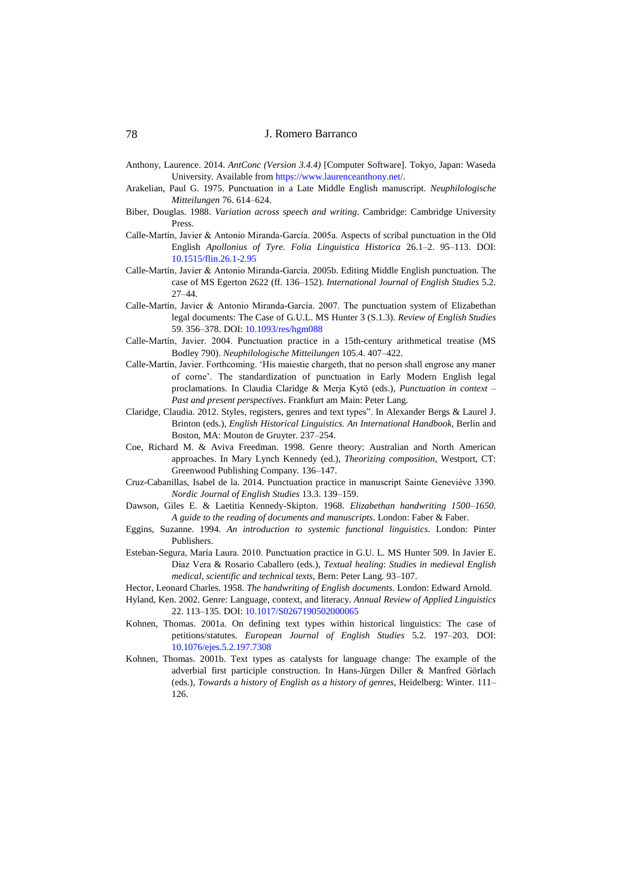Anthony, Laurence. 2014. *AntConc (Version 3.4.4)* [Computer Software]. Tokyo, Japan: Waseda University. Available from https://www.laurenceanthony.net/.

Arakelian, Paul G. 1975. Punctuation in a Late Middle English manuscript. *Neuphilologische Mitteilungen* 76. 614–624.

Biber, Douglas. 1988. *Variation across speech and writing*. Cambridge: Cambridge University Press.

Calle-Martín, Javier & Antonio Miranda-García. 2005a. Aspects of scribal punctuation in the Old English *Apollonius of Tyre*. *Folia Linguistica Historica* 26.1–2. 95–113. DOI: 10.1515/flin.26.1-2.95

Calle-Martín, Javier & Antonio Miranda-García. 2005b. Editing Middle English punctuation. The case of MS Egerton 2622 (ff. 136–152). *International Journal of English Studies* 5.2. 27–44.

Calle-Martín, Javier & Antonio Miranda-García. 2007. The punctuation system of Elizabethan legal documents: The Case of G.U.L. MS Hunter 3 (S.1.3). *Review of English Studies* 59. 356–378. DOI: 10.1093/res/hgm088

Calle-Martín, Javier. 2004. Punctuation practice in a 15th-century arithmetical treatise (MS Bodley 790). *Neuphilologische Mitteilungen* 105.4. 407–422.

Calle-Martín, Javier. Forthcoming. 'His maiestie chargeth, that no person shall engrose any maner of corne'. The standardization of punctuation in Early Modern English legal proclamations. In Claudia Claridge & Merja Kytö (eds.), *Punctuation in context – Past and present perspectives*. Frankfurt am Main: Peter Lang.

Claridge, Claudia. 2012. Styles, registers, genres and text types". In Alexander Bergs & Laurel J. Brinton (eds.), *English Historical Linguistics. An International Handbook*, Berlin and Boston, MA: Mouton de Gruyter. 237–254.

Coe, Richard M. & Aviva Freedman. 1998. Genre theory: Australian and North American approaches. In Mary Lynch Kennedy (ed.), *Theorizing composition*, Westport, CT: Greenwood Publishing Company. 136–147.

Cruz-Cabanillas, Isabel de la. 2014. Punctuation practice in manuscript Sainte Geneviève 3390. *Nordic Journal of English Studies* 13.3. 139–159.

Dawson, Giles E. & Laetitia Kennedy-Skipton. 1968. *Elizabethan handwriting 1500–1650. A guide to the reading of documents and manuscripts*. London: Faber & Faber.

Eggins, Suzanne. 1994. *An introduction to systemic functional linguistics*. London: Pinter Publishers.

Esteban-Segura, María Laura. 2010. Punctuation practice in G.U. L. MS Hunter 509. In Javier E. Díaz Vera & Rosario Caballero (eds.), *Textual healing*: *Studies in medieval English medical, scientific and technical texts*, Bern: Peter Lang. 93–107.

Hector, Leonard Charles. 1958. *The handwriting of English documents*. London: Edward Arnold.

Hyland, Ken. 2002. Genre: Language, context, and literacy. *Annual Review of Applied Linguistics* 22. 113–135. DOI: 10.1017/S0267190502000065

Kohnen, Thomas. 2001a. On defining text types within historical linguistics: The case of petitions/statutes. *European Journal of English Studies* 5.2. 197–203. DOI: 10.1076/ejes.5.2.197.7308

Kohnen, Thomas. 2001b. Text types as catalysts for language change: The example of the adverbial first participle construction. In Hans-Jürgen Diller & Manfred Görlach (eds.), *Towards a history of English as a history of genres*, Heidelberg: Winter. 111–126.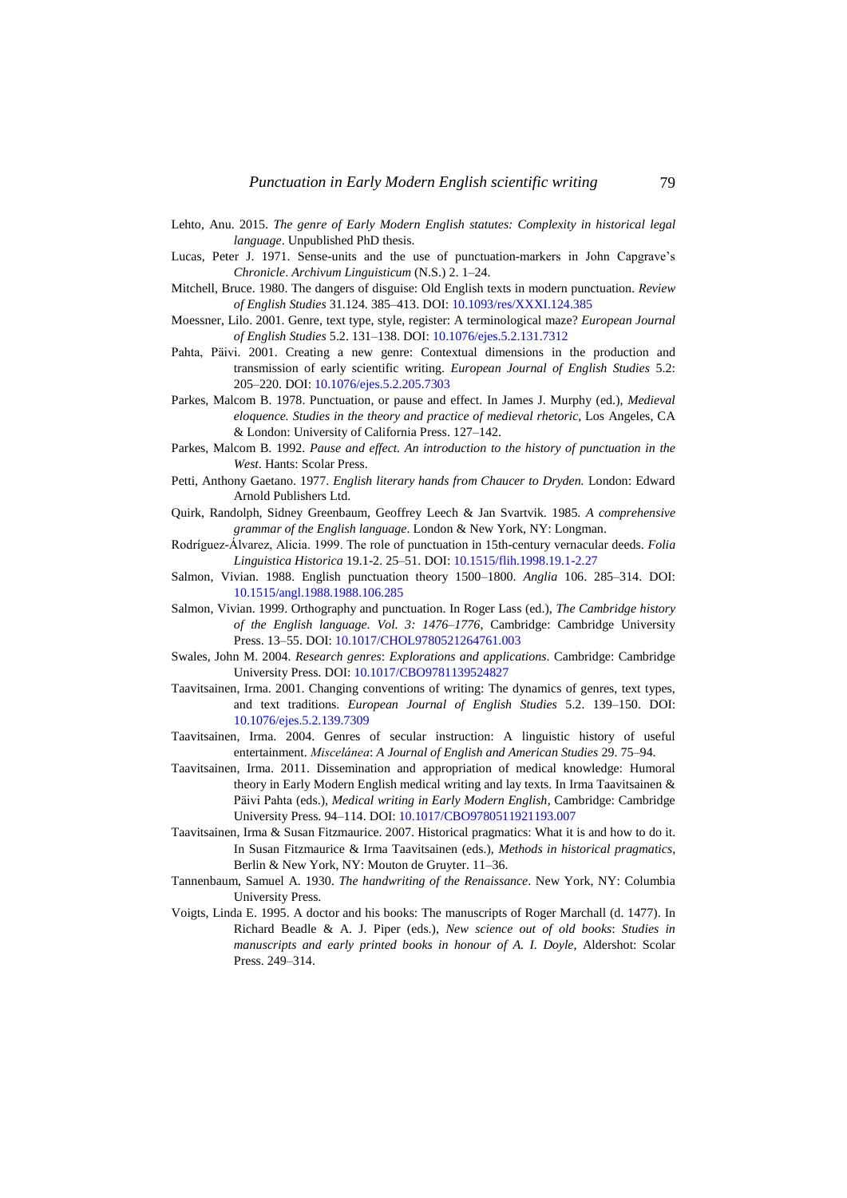Lehto, Anu. 2015. *The genre of Early Modern English statutes: Complexity in historical legal language*. Unpublished PhD thesis.

Lucas, Peter J. 1971. Sense-units and the use of punctuation-markers in John Capgrave's *Chronicle*. *Archivum Linguisticum* (N.S.) 2. 1–24.

Mitchell, Bruce. 1980. The dangers of disguise: Old English texts in modern punctuation. *Review of English Studies* 31.124. 385–413. DOI: 10.1093/res/XXXI.124.385

Moessner, Lilo. 2001. Genre, text type, style, register: A terminological maze? *European Journal of English Studies* 5.2. 131–138. DOI: 10.1076/ejes.5.2.131.7312

Pahta, Päivi. 2001. Creating a new genre: Contextual dimensions in the production and transmission of early scientific writing. *European Journal of English Studies* 5.2: 205–220. DOI: 10.1076/ejes.5.2.205.7303

Parkes, Malcom B. 1978. Punctuation, or pause and effect. In James J. Murphy (ed.), *Medieval eloquence. Studies in the theory and practice of medieval rhetoric*, Los Angeles, CA & London: University of California Press. 127–142.

Parkes, Malcom B. 1992. *Pause and effect. An introduction to the history of punctuation in the West*. Hants: Scolar Press.

Petti, Anthony Gaetano. 1977. *English literary hands from Chaucer to Dryden.* London: Edward Arnold Publishers Ltd.

Quirk, Randolph, Sidney Greenbaum, Geoffrey Leech & Jan Svartvik. 1985. *A comprehensive grammar of the English language*. London & New York, NY: Longman.

Rodríguez-Álvarez, Alicia. 1999. The role of punctuation in 15th-century vernacular deeds. *Folia Linguistica Historica* 19.1-2. 25–51. DOI: 10.1515/flih.1998.19.1-2.27

Salmon, Vivian. 1988. English punctuation theory 1500–1800. *Anglia* 106. 285–314. DOI: 10.1515/angl.1988.1988.106.285

Salmon, Vivian. 1999. Orthography and punctuation. In Roger Lass (ed.), *The Cambridge history of the English language. Vol. 3: 1476–1776*, Cambridge: Cambridge University Press. 13–55. DOI: 10.1017/CHOL9780521264761.003

Swales, John M. 2004. *Research genres*: *Explorations and applications*. Cambridge: Cambridge University Press. DOI: 10.1017/CBO9781139524827

Taavitsainen, Irma. 2001. Changing conventions of writing: The dynamics of genres, text types, and text traditions. *European Journal of English Studies* 5.2. 139–150. DOI: 10.1076/ejes.5.2.139.7309

Taavitsainen, Irma. 2004. Genres of secular instruction: A linguistic history of useful entertainment. *Miscelánea*: *A Journal of English and American Studies* 29. 75–94.

Taavitsainen, Irma. 2011. Dissemination and appropriation of medical knowledge: Humoral theory in Early Modern English medical writing and lay texts. In Irma Taavitsainen & Päivi Pahta (eds.), *Medical writing in Early Modern English*, Cambridge: Cambridge University Press. 94–114. DOI: 10.1017/CBO9780511921193.007

Taavitsainen, Irma & Susan Fitzmaurice. 2007. Historical pragmatics: What it is and how to do it. In Susan Fitzmaurice & Irma Taavitsainen (eds.), *Methods in historical pragmatics*, Berlin & New York, NY: Mouton de Gruyter. 11–36.

Tannenbaum, Samuel A. 1930. *The handwriting of the Renaissance*. New York, NY: Columbia University Press.

Voigts, Linda E. 1995. A doctor and his books: The manuscripts of Roger Marchall (d. 1477). In Richard Beadle & A. J. Piper (eds.), *New science out of old books*: *Studies in manuscripts and early printed books in honour of A. I. Doyle*, Aldershot: Scolar Press. 249–314.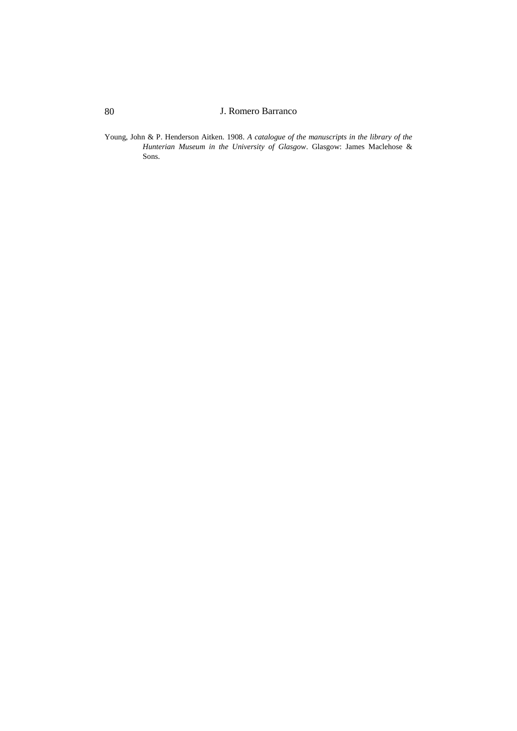Young, John & P. Henderson Aitken. 1908. *A catalogue of the manuscripts in the library of the Hunterian Museum in the University of Glasgow*. Glasgow: James Maclehose & Sons.